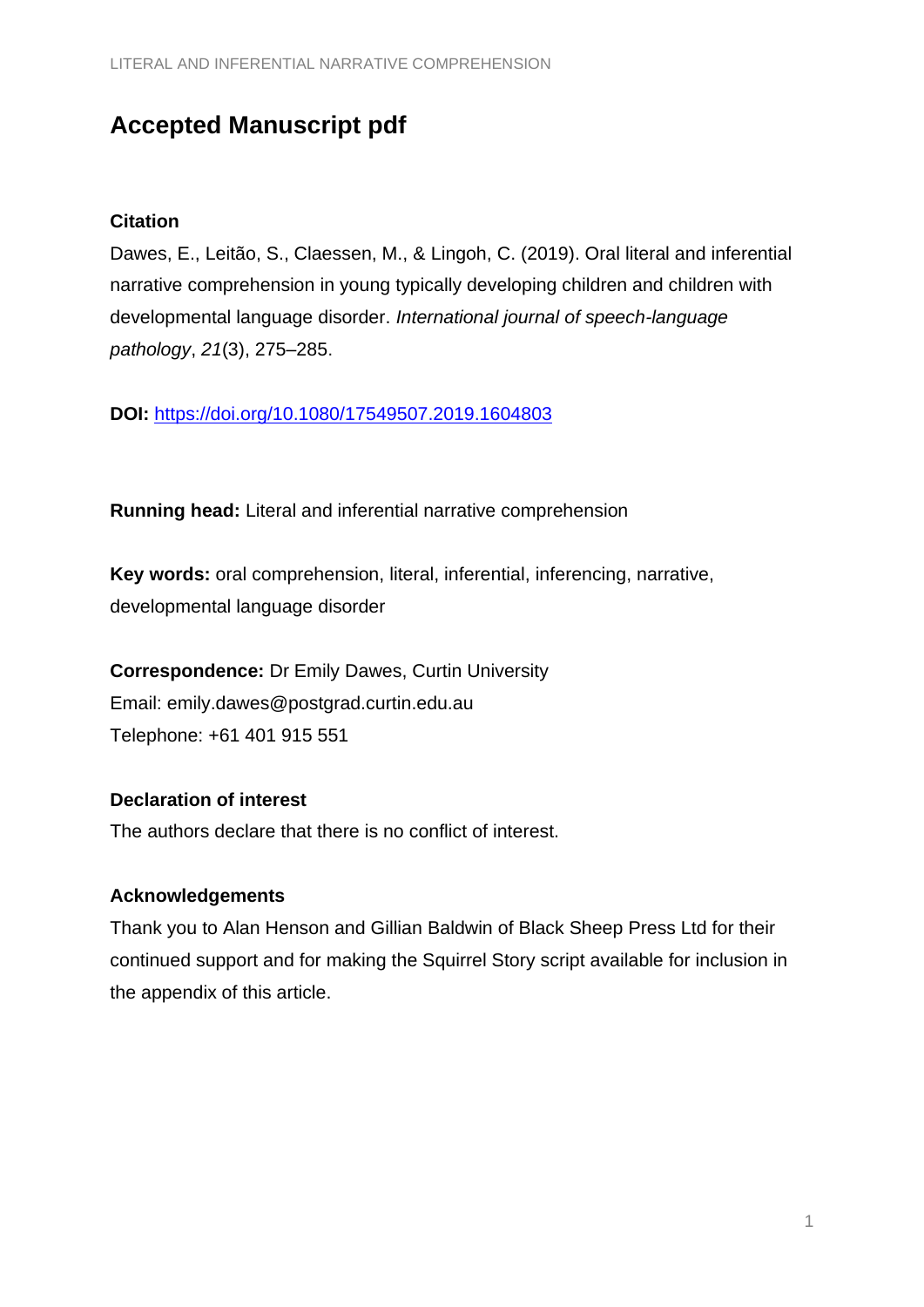# Accepted Manuscript pdf

**Citation**

Dawes, E., Leitão, S., Claessen, M., & Lingoh, C. (2019). Oral literal and inferential narrative comprehension in young typically developing children and children with developmental language disorder. *International journal of speech-language pathology*, *21*(3), 275–285.

**DOI:** https://doi.org/10.1080/17549507.2019.1604803

**Running head:** Literal and inferential narrative comprehension

**Key words:** oral comprehension, literal, inferential, inferencing, narrative, developmental language disorder

**Correspondence:** Dr Emily Dawes, Curtin University
Email: emily.dawes@postgrad.curtin.edu.au
Telephone: +61 401 915 551

**Declaration of interest**

The authors declare that there is no conflict of interest.

**Acknowledgements**

Thank you to Alan Henson and Gillian Baldwin of Black Sheep Press Ltd for their continued support and for making the Squirrel Story script available for inclusion in the appendix of this article.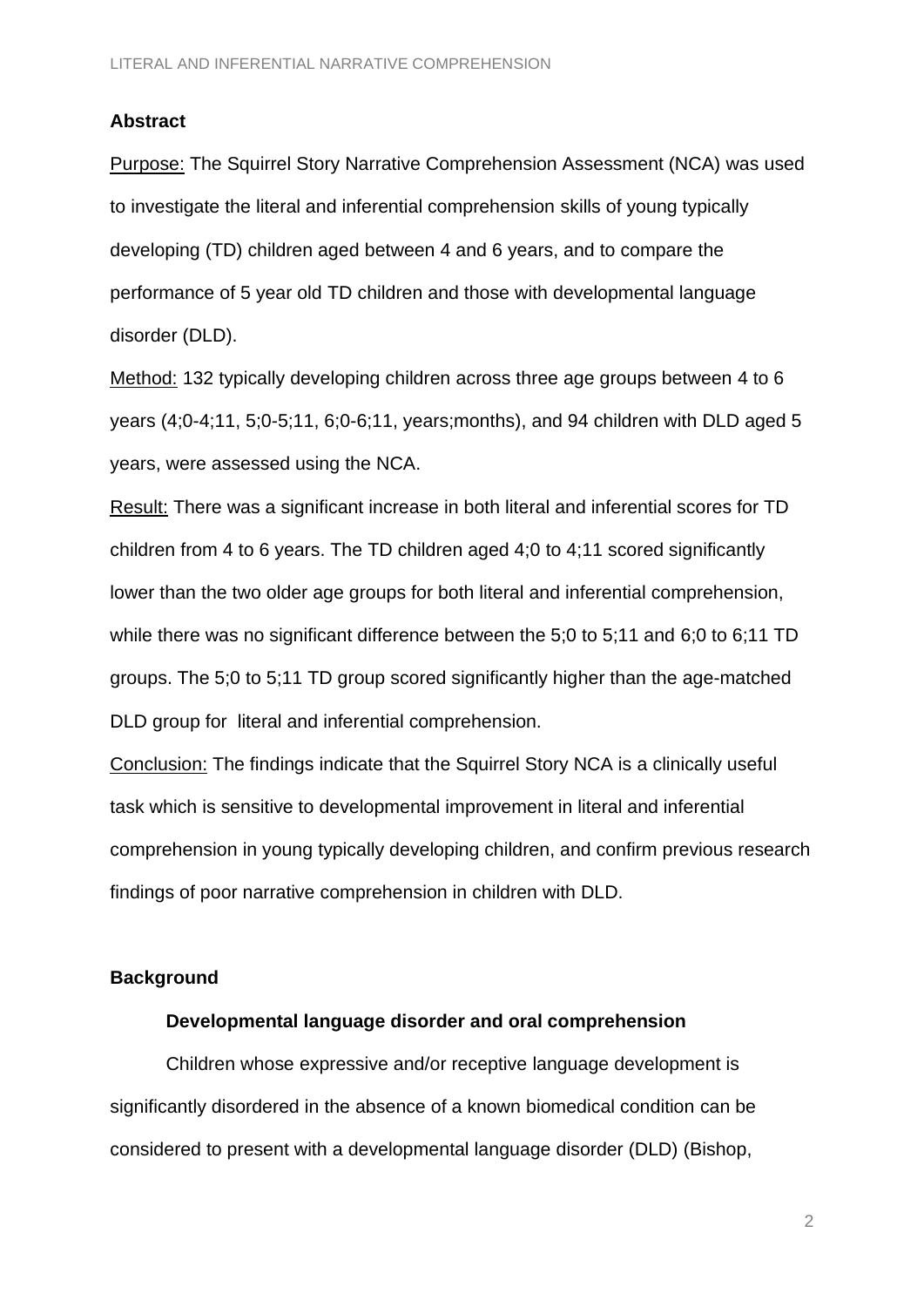## Abstract

Purpose: The Squirrel Story Narrative Comprehension Assessment (NCA) was used to investigate the literal and inferential comprehension skills of young typically developing (TD) children aged between 4 and 6 years, and to compare the performance of 5 year old TD children and those with developmental language disorder (DLD).

Method: 132 typically developing children across three age groups between 4 to 6 years (4;0-4;11, 5;0-5;11, 6;0-6;11, years;months), and 94 children with DLD aged 5 years, were assessed using the NCA.

Result: There was a significant increase in both literal and inferential scores for TD children from 4 to 6 years. The TD children aged 4;0 to 4;11 scored significantly lower than the two older age groups for both literal and inferential comprehension, while there was no significant difference between the 5;0 to 5;11 and 6;0 to 6;11 TD groups. The 5;0 to 5;11 TD group scored significantly higher than the age-matched DLD group for literal and inferential comprehension.

Conclusion: The findings indicate that the Squirrel Story NCA is a clinically useful task which is sensitive to developmental improvement in literal and inferential comprehension in young typically developing children, and confirm previous research findings of poor narrative comprehension in children with DLD.

## Background

### Developmental language disorder and oral comprehension

Children whose expressive and/or receptive language development is significantly disordered in the absence of a known biomedical condition can be considered to present with a developmental language disorder (DLD) (Bishop,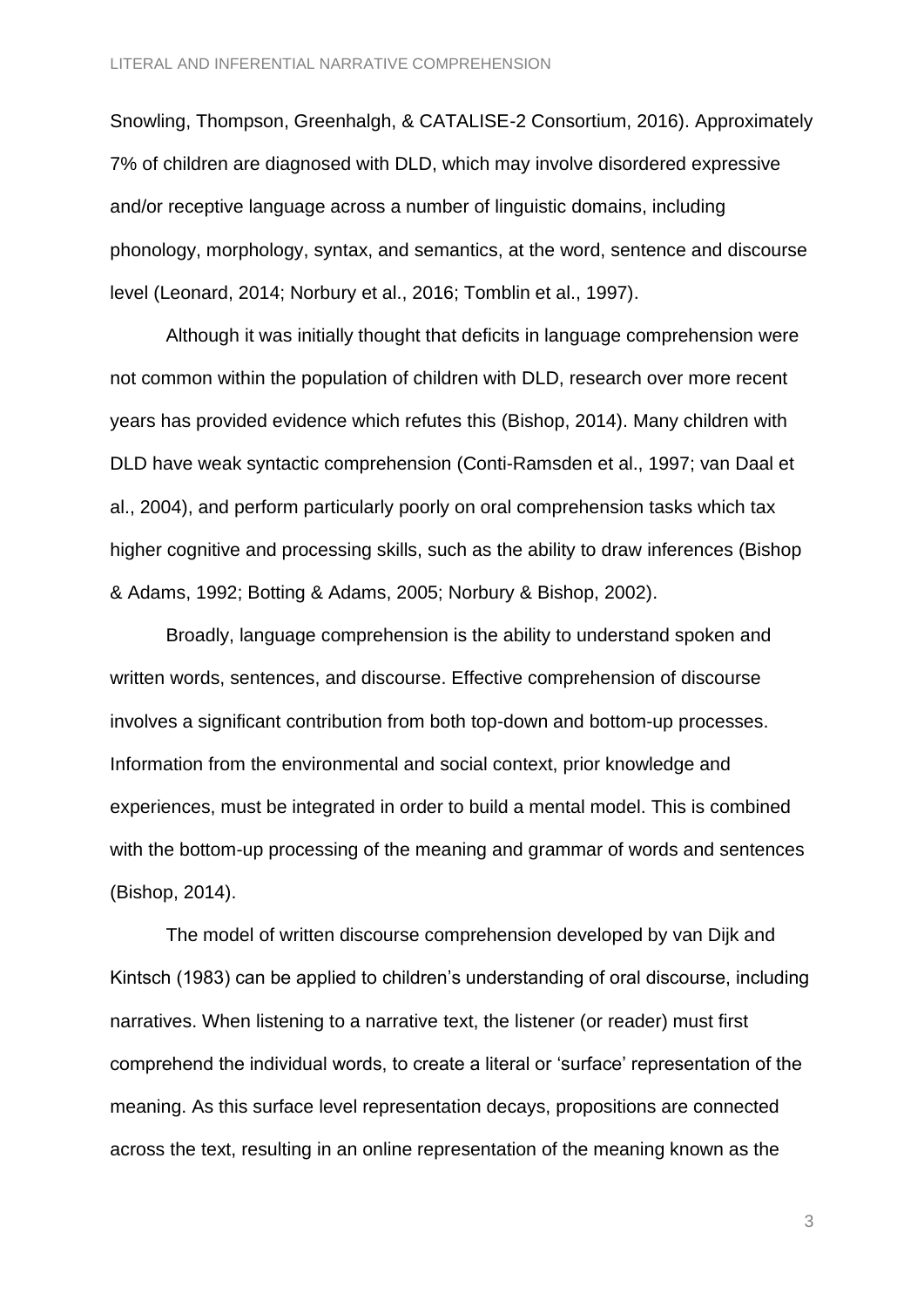Snowling, Thompson, Greenhalgh, & CATALISE-2 Consortium, 2016). Approximately 7% of children are diagnosed with DLD, which may involve disordered expressive and/or receptive language across a number of linguistic domains, including phonology, morphology, syntax, and semantics, at the word, sentence and discourse level (Leonard, 2014; Norbury et al., 2016; Tomblin et al., 1997).

Although it was initially thought that deficits in language comprehension were not common within the population of children with DLD, research over more recent years has provided evidence which refutes this (Bishop, 2014). Many children with DLD have weak syntactic comprehension (Conti-Ramsden et al., 1997; van Daal et al., 2004), and perform particularly poorly on oral comprehension tasks which tax higher cognitive and processing skills, such as the ability to draw inferences (Bishop & Adams, 1992; Botting & Adams, 2005; Norbury & Bishop, 2002).

Broadly, language comprehension is the ability to understand spoken and written words, sentences, and discourse. Effective comprehension of discourse involves a significant contribution from both top-down and bottom-up processes. Information from the environmental and social context, prior knowledge and experiences, must be integrated in order to build a mental model. This is combined with the bottom-up processing of the meaning and grammar of words and sentences (Bishop, 2014).

The model of written discourse comprehension developed by van Dijk and Kintsch (1983) can be applied to children's understanding of oral discourse, including narratives. When listening to a narrative text, the listener (or reader) must first comprehend the individual words, to create a literal or 'surface' representation of the meaning. As this surface level representation decays, propositions are connected across the text, resulting in an online representation of the meaning known as the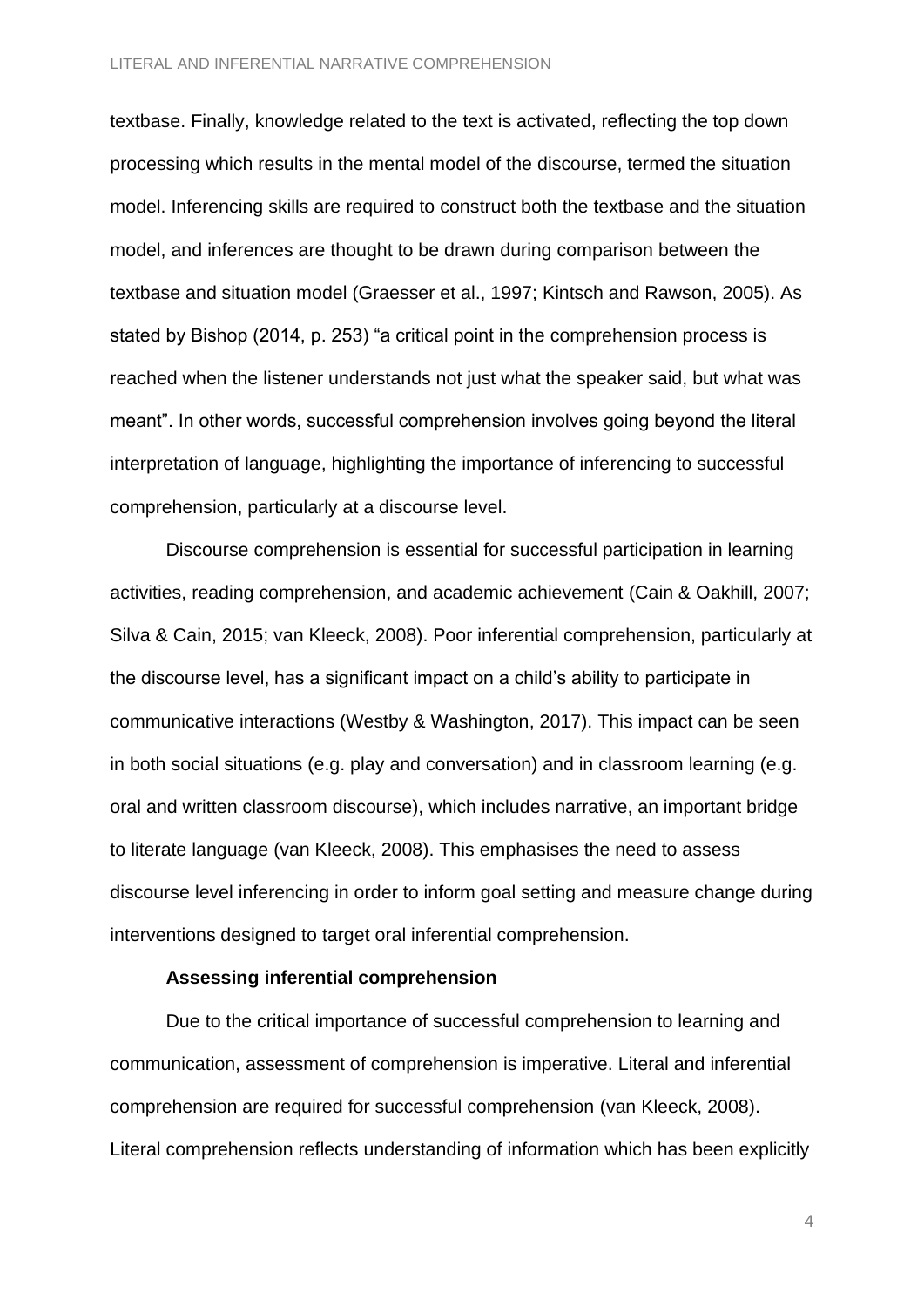textbase. Finally, knowledge related to the text is activated, reflecting the top down processing which results in the mental model of the discourse, termed the situation model. Inferencing skills are required to construct both the textbase and the situation model, and inferences are thought to be drawn during comparison between the textbase and situation model (Graesser et al., 1997; Kintsch and Rawson, 2005). As stated by Bishop (2014, p. 253) “a critical point in the comprehension process is reached when the listener understands not just what the speaker said, but what was meant”. In other words, successful comprehension involves going beyond the literal interpretation of language, highlighting the importance of inferencing to successful comprehension, particularly at a discourse level.

Discourse comprehension is essential for successful participation in learning activities, reading comprehension, and academic achievement (Cain & Oakhill, 2007; Silva & Cain, 2015; van Kleeck, 2008). Poor inferential comprehension, particularly at the discourse level, has a significant impact on a child’s ability to participate in communicative interactions (Westby & Washington, 2017). This impact can be seen in both social situations (e.g. play and conversation) and in classroom learning (e.g. oral and written classroom discourse), which includes narrative, an important bridge to literate language (van Kleeck, 2008). This emphasises the need to assess discourse level inferencing in order to inform goal setting and measure change during interventions designed to target oral inferential comprehension.

### Assessing inferential comprehension

Due to the critical importance of successful comprehension to learning and communication, assessment of comprehension is imperative. Literal and inferential comprehension are required for successful comprehension (van Kleeck, 2008). Literal comprehension reflects understanding of information which has been explicitly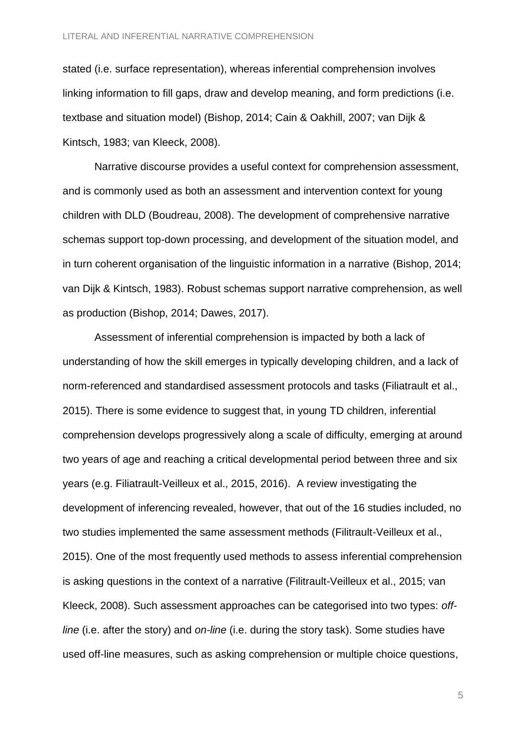stated (i.e. surface representation), whereas inferential comprehension involves linking information to fill gaps, draw and develop meaning, and form predictions (i.e. textbase and situation model) (Bishop, 2014; Cain & Oakhill, 2007; van Dijk & Kintsch, 1983; van Kleeck, 2008).

Narrative discourse provides a useful context for comprehension assessment, and is commonly used as both an assessment and intervention context for young children with DLD (Boudreau, 2008). The development of comprehensive narrative schemas support top-down processing, and development of the situation model, and in turn coherent organisation of the linguistic information in a narrative (Bishop, 2014; van Dijk & Kintsch, 1983). Robust schemas support narrative comprehension, as well as production (Bishop, 2014; Dawes, 2017).

Assessment of inferential comprehension is impacted by both a lack of understanding of how the skill emerges in typically developing children, and a lack of norm-referenced and standardised assessment protocols and tasks (Filiatrault et al., 2015). There is some evidence to suggest that, in young TD children, inferential comprehension develops progressively along a scale of difficulty, emerging at around two years of age and reaching a critical developmental period between three and six years (e.g. Filiatrault-Veilleux et al., 2015, 2016). A review investigating the development of inferencing revealed, however, that out of the 16 studies included, no two studies implemented the same assessment methods (Filitrault-Veilleux et al., 2015). One of the most frequently used methods to assess inferential comprehension is asking questions in the context of a narrative (Filitrault-Veilleux et al., 2015; van Kleeck, 2008). Such assessment approaches can be categorised into two types: *off-line* (i.e. after the story) and *on-line* (i.e. during the story task). Some studies have used off-line measures, such as asking comprehension or multiple choice questions,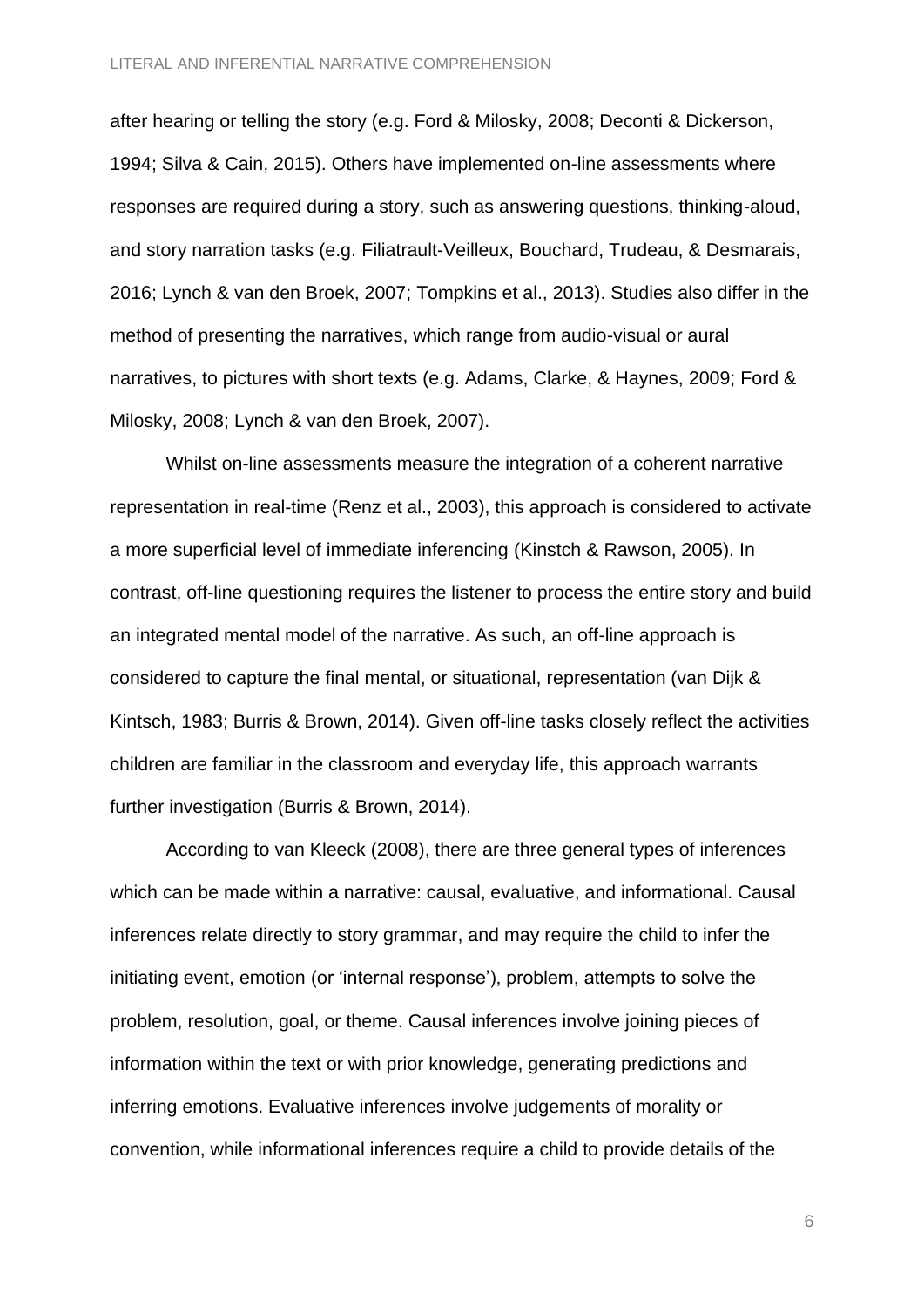after hearing or telling the story (e.g. Ford & Milosky, 2008; Deconti & Dickerson, 1994; Silva & Cain, 2015). Others have implemented on-line assessments where responses are required during a story, such as answering questions, thinking-aloud, and story narration tasks (e.g. Filiatrault-Veilleux, Bouchard, Trudeau, & Desmarais, 2016; Lynch & van den Broek, 2007; Tompkins et al., 2013). Studies also differ in the method of presenting the narratives, which range from audio-visual or aural narratives, to pictures with short texts (e.g. Adams, Clarke, & Haynes, 2009; Ford & Milosky, 2008; Lynch & van den Broek, 2007).

Whilst on-line assessments measure the integration of a coherent narrative representation in real-time (Renz et al., 2003), this approach is considered to activate a more superficial level of immediate inferencing (Kinstch & Rawson, 2005). In contrast, off-line questioning requires the listener to process the entire story and build an integrated mental model of the narrative. As such, an off-line approach is considered to capture the final mental, or situational, representation (van Dijk & Kintsch, 1983; Burris & Brown, 2014). Given off-line tasks closely reflect the activities children are familiar in the classroom and everyday life, this approach warrants further investigation (Burris & Brown, 2014).

According to van Kleeck (2008), there are three general types of inferences which can be made within a narrative: causal, evaluative, and informational. Causal inferences relate directly to story grammar, and may require the child to infer the initiating event, emotion (or 'internal response'), problem, attempts to solve the problem, resolution, goal, or theme. Causal inferences involve joining pieces of information within the text or with prior knowledge, generating predictions and inferring emotions. Evaluative inferences involve judgements of morality or convention, while informational inferences require a child to provide details of the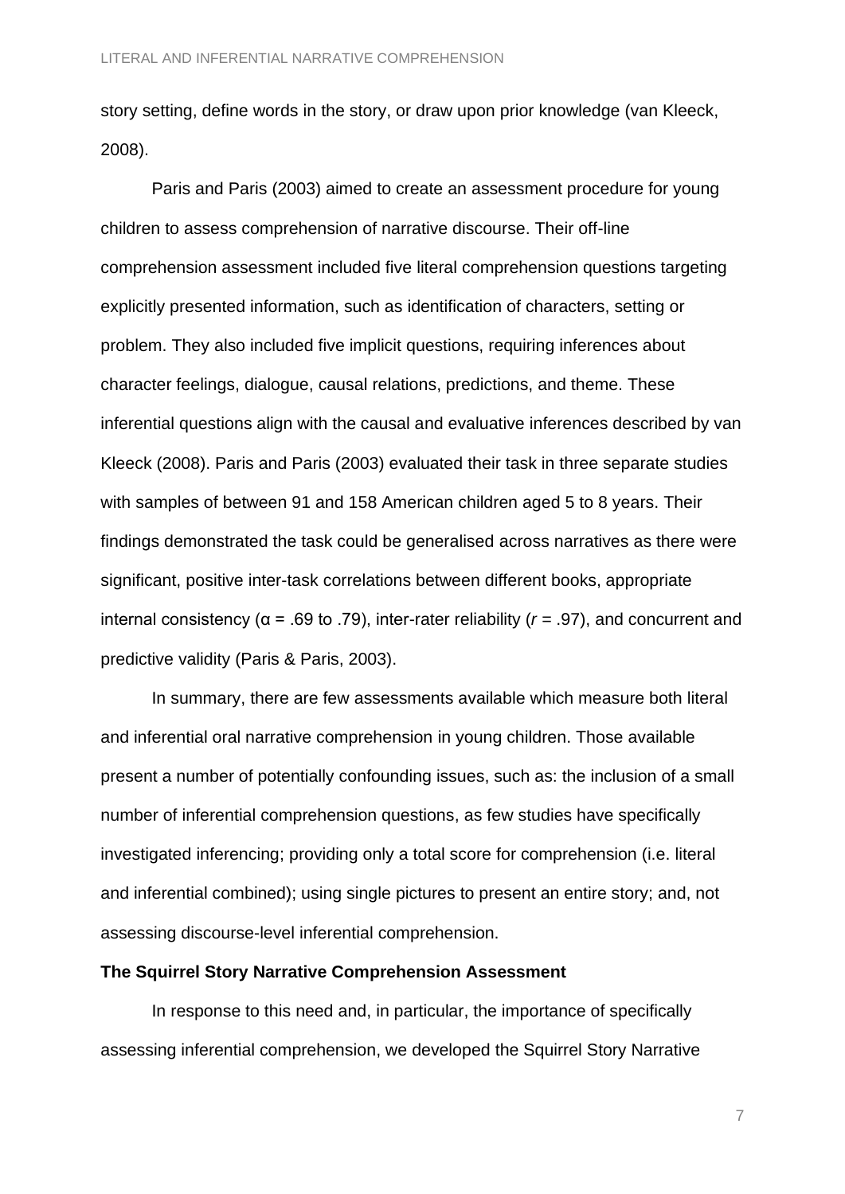story setting, define words in the story, or draw upon prior knowledge (van Kleeck, 2008).

Paris and Paris (2003) aimed to create an assessment procedure for young children to assess comprehension of narrative discourse. Their off-line comprehension assessment included five literal comprehension questions targeting explicitly presented information, such as identification of characters, setting or problem. They also included five implicit questions, requiring inferences about character feelings, dialogue, causal relations, predictions, and theme. These inferential questions align with the causal and evaluative inferences described by van Kleeck (2008). Paris and Paris (2003) evaluated their task in three separate studies with samples of between 91 and 158 American children aged 5 to 8 years. Their findings demonstrated the task could be generalised across narratives as there were significant, positive inter-task correlations between different books, appropriate internal consistency ($\alpha$ = .69 to .79), inter-rater reliability ($r$ = .97), and concurrent and predictive validity (Paris & Paris, 2003).

In summary, there are few assessments available which measure both literal and inferential oral narrative comprehension in young children. Those available present a number of potentially confounding issues, such as: the inclusion of a small number of inferential comprehension questions, as few studies have specifically investigated inferencing; providing only a total score for comprehension (i.e. literal and inferential combined); using single pictures to present an entire story; and, not assessing discourse-level inferential comprehension.

**The Squirrel Story Narrative Comprehension Assessment**

In response to this need and, in particular, the importance of specifically assessing inferential comprehension, we developed the Squirrel Story Narrative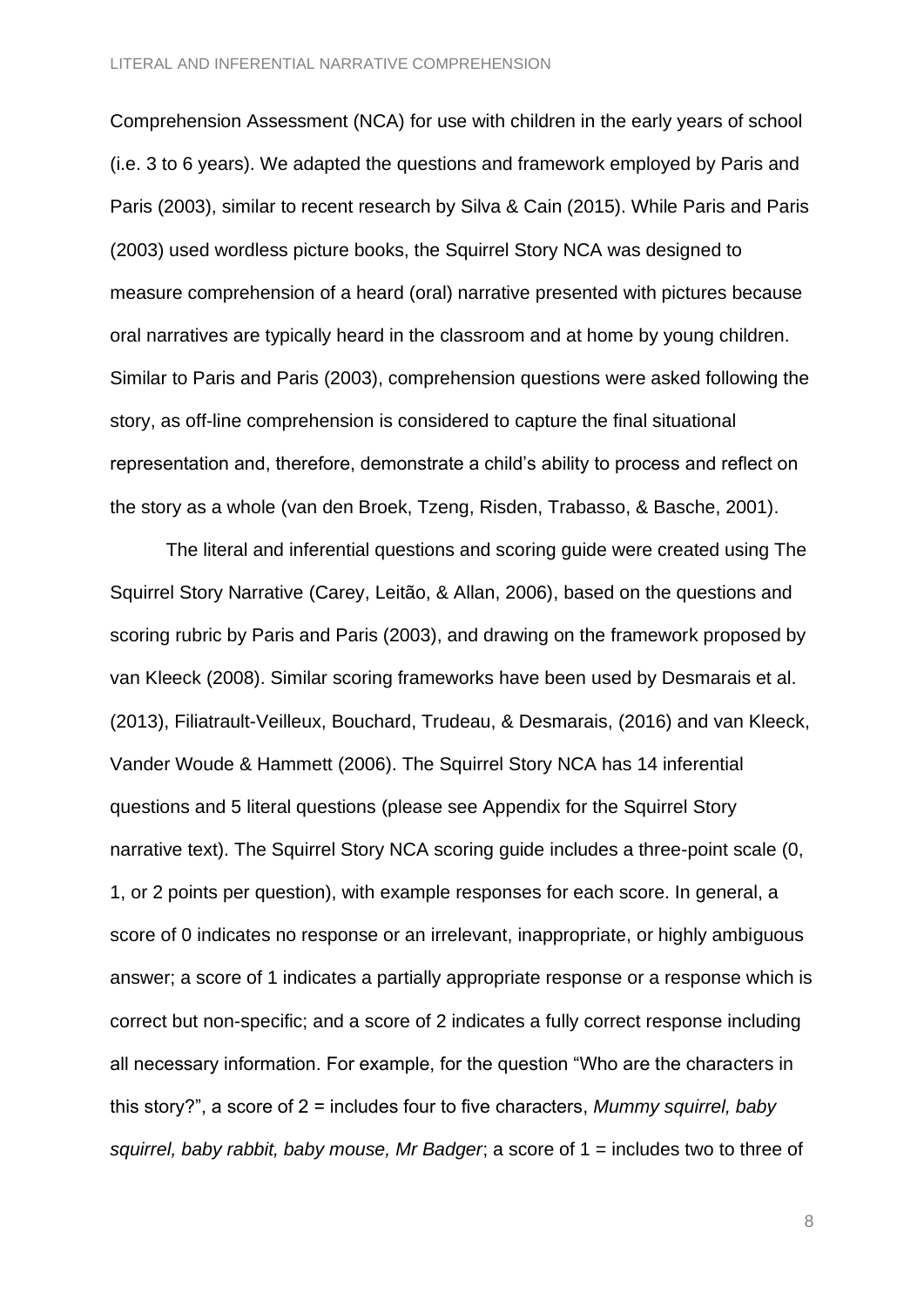Comprehension Assessment (NCA) for use with children in the early years of school (i.e. 3 to 6 years). We adapted the questions and framework employed by Paris and Paris (2003), similar to recent research by Silva & Cain (2015). While Paris and Paris (2003) used wordless picture books, the Squirrel Story NCA was designed to measure comprehension of a heard (oral) narrative presented with pictures because oral narratives are typically heard in the classroom and at home by young children. Similar to Paris and Paris (2003), comprehension questions were asked following the story, as off-line comprehension is considered to capture the final situational representation and, therefore, demonstrate a child's ability to process and reflect on the story as a whole (van den Broek, Tzeng, Risden, Trabasso, & Basche, 2001).

The literal and inferential questions and scoring guide were created using The Squirrel Story Narrative (Carey, Leitão, & Allan, 2006), based on the questions and scoring rubric by Paris and Paris (2003), and drawing on the framework proposed by van Kleeck (2008). Similar scoring frameworks have been used by Desmarais et al. (2013), Filiatrault-Veilleux, Bouchard, Trudeau, & Desmarais, (2016) and van Kleeck, Vander Woude & Hammett (2006). The Squirrel Story NCA has 14 inferential questions and 5 literal questions (please see Appendix for the Squirrel Story narrative text). The Squirrel Story NCA scoring guide includes a three-point scale (0, 1, or 2 points per question), with example responses for each score. In general, a score of 0 indicates no response or an irrelevant, inappropriate, or highly ambiguous answer; a score of 1 indicates a partially appropriate response or a response which is correct but non-specific; and a score of 2 indicates a fully correct response including all necessary information. For example, for the question "Who are the characters in this story?", a score of 2 = includes four to five characters, *Mummy squirrel, baby squirrel, baby rabbit, baby mouse, Mr Badger*; a score of 1 = includes two to three of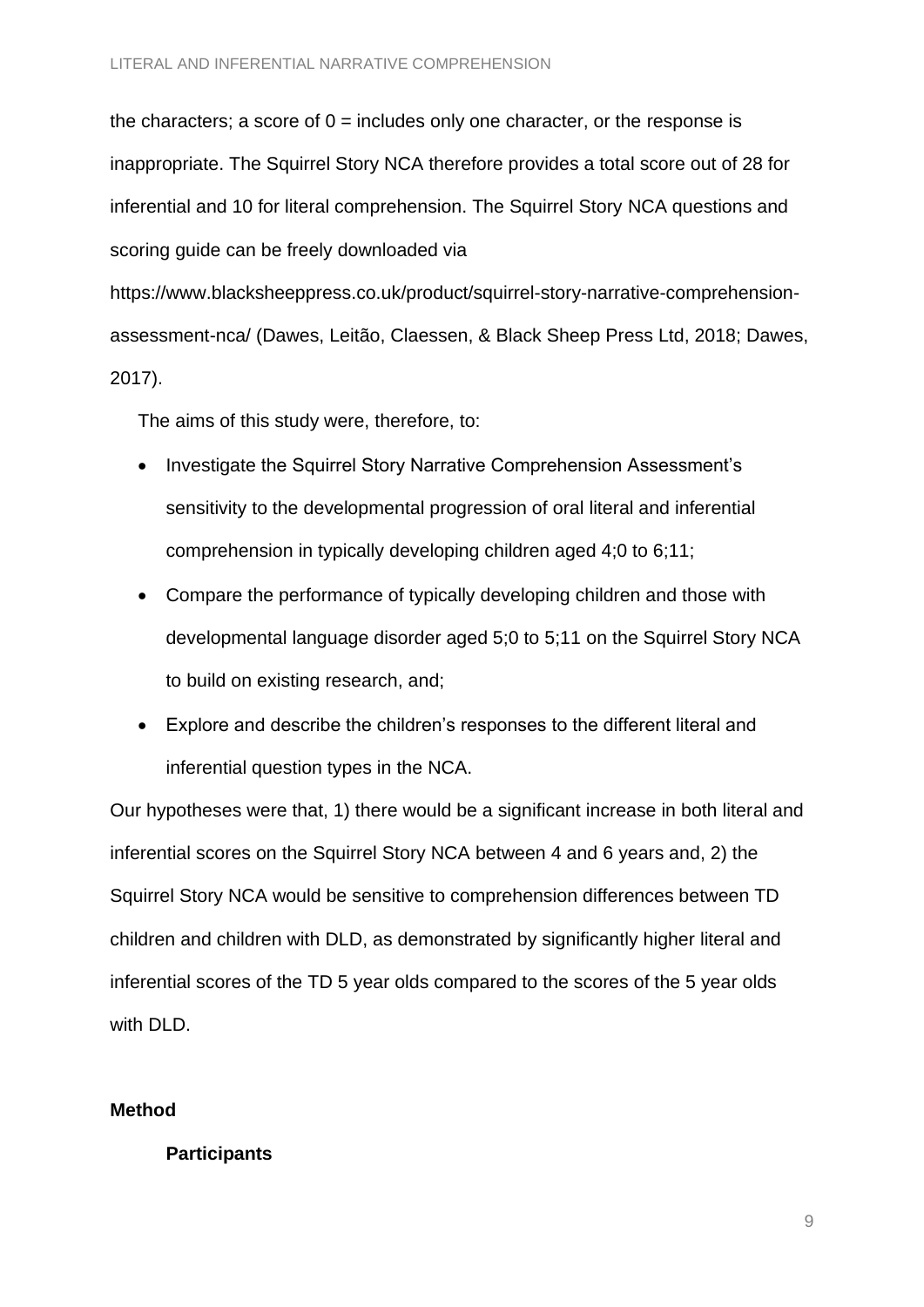the characters; a score of 0 = includes only one character, or the response is inappropriate. The Squirrel Story NCA therefore provides a total score out of 28 for inferential and 10 for literal comprehension. The Squirrel Story NCA questions and scoring guide can be freely downloaded via https://www.blacksheeppress.co.uk/product/squirrel-story-narrative-comprehension-assessment-nca/ (Dawes, Leitão, Claessen, & Black Sheep Press Ltd, 2018; Dawes, 2017).

The aims of this study were, therefore, to:

- Investigate the Squirrel Story Narrative Comprehension Assessment's sensitivity to the developmental progression of oral literal and inferential comprehension in typically developing children aged 4;0 to 6;11;
- Compare the performance of typically developing children and those with developmental language disorder aged 5;0 to 5;11 on the Squirrel Story NCA to build on existing research, and;
- Explore and describe the children's responses to the different literal and inferential question types in the NCA.

Our hypotheses were that, 1) there would be a significant increase in both literal and inferential scores on the Squirrel Story NCA between 4 and 6 years and, 2) the Squirrel Story NCA would be sensitive to comprehension differences between TD children and children with DLD, as demonstrated by significantly higher literal and inferential scores of the TD 5 year olds compared to the scores of the 5 year olds with DLD.

## Method

### Participants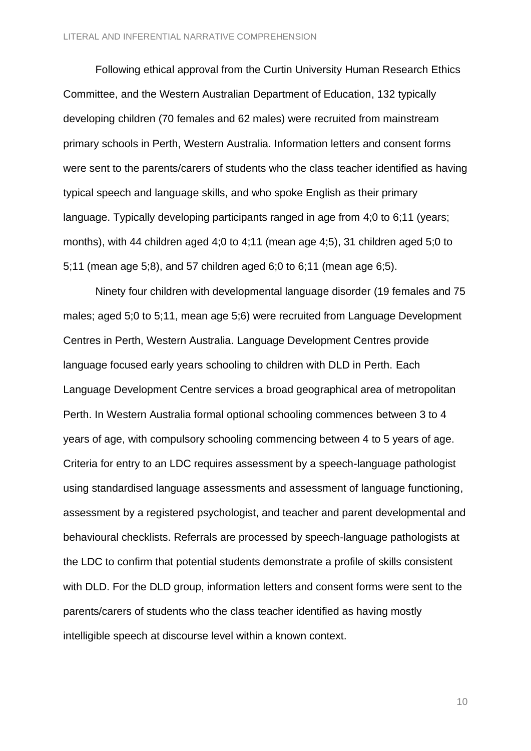Following ethical approval from the Curtin University Human Research Ethics Committee, and the Western Australian Department of Education, 132 typically developing children (70 females and 62 males) were recruited from mainstream primary schools in Perth, Western Australia. Information letters and consent forms were sent to the parents/carers of students who the class teacher identified as having typical speech and language skills, and who spoke English as their primary language. Typically developing participants ranged in age from 4;0 to 6;11 (years; months), with 44 children aged 4;0 to 4;11 (mean age 4;5), 31 children aged 5;0 to 5;11 (mean age 5;8), and 57 children aged 6;0 to 6;11 (mean age 6;5).

Ninety four children with developmental language disorder (19 females and 75 males; aged 5;0 to 5;11, mean age 5;6) were recruited from Language Development Centres in Perth, Western Australia. Language Development Centres provide language focused early years schooling to children with DLD in Perth. Each Language Development Centre services a broad geographical area of metropolitan Perth. In Western Australia formal optional schooling commences between 3 to 4 years of age, with compulsory schooling commencing between 4 to 5 years of age. Criteria for entry to an LDC requires assessment by a speech-language pathologist using standardised language assessments and assessment of language functioning, assessment by a registered psychologist, and teacher and parent developmental and behavioural checklists. Referrals are processed by speech-language pathologists at the LDC to confirm that potential students demonstrate a profile of skills consistent with DLD. For the DLD group, information letters and consent forms were sent to the parents/carers of students who the class teacher identified as having mostly intelligible speech at discourse level within a known context.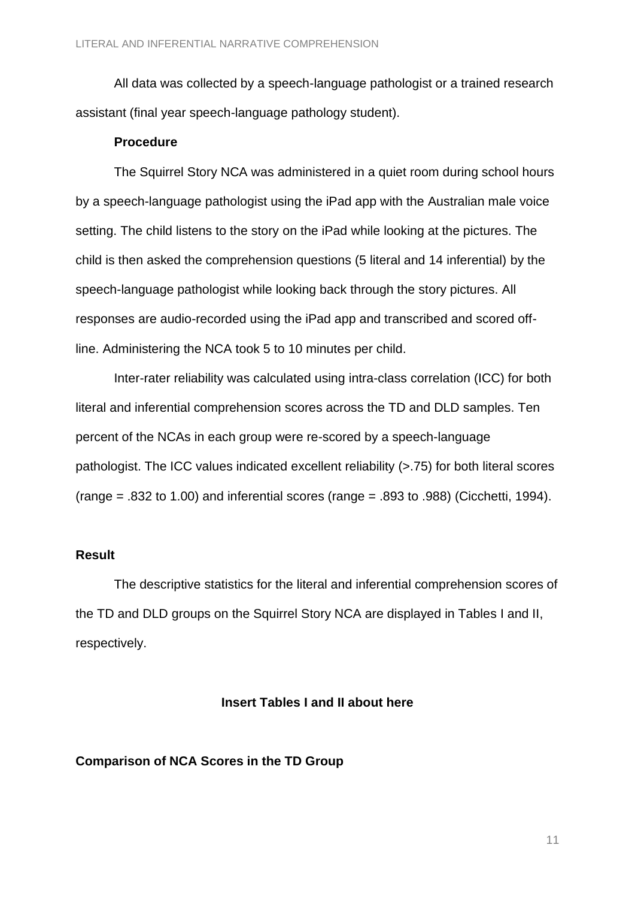All data was collected by a speech-language pathologist or a trained research assistant (final year speech-language pathology student).

### Procedure

The Squirrel Story NCA was administered in a quiet room during school hours by a speech-language pathologist using the iPad app with the Australian male voice setting. The child listens to the story on the iPad while looking at the pictures. The child is then asked the comprehension questions (5 literal and 14 inferential) by the speech-language pathologist while looking back through the story pictures. All responses are audio-recorded using the iPad app and transcribed and scored off-line. Administering the NCA took 5 to 10 minutes per child.

Inter-rater reliability was calculated using intra-class correlation (ICC) for both literal and inferential comprehension scores across the TD and DLD samples. Ten percent of the NCAs in each group were re-scored by a speech-language pathologist. The ICC values indicated excellent reliability (>.75) for both literal scores (range = .832 to 1.00) and inferential scores (range = .893 to .988) (Cicchetti, 1994).

## Result

The descriptive statistics for the literal and inferential comprehension scores of the TD and DLD groups on the Squirrel Story NCA are displayed in Tables I and II, respectively.

**Insert Tables I and II about here**

## Comparison of NCA Scores in the TD Group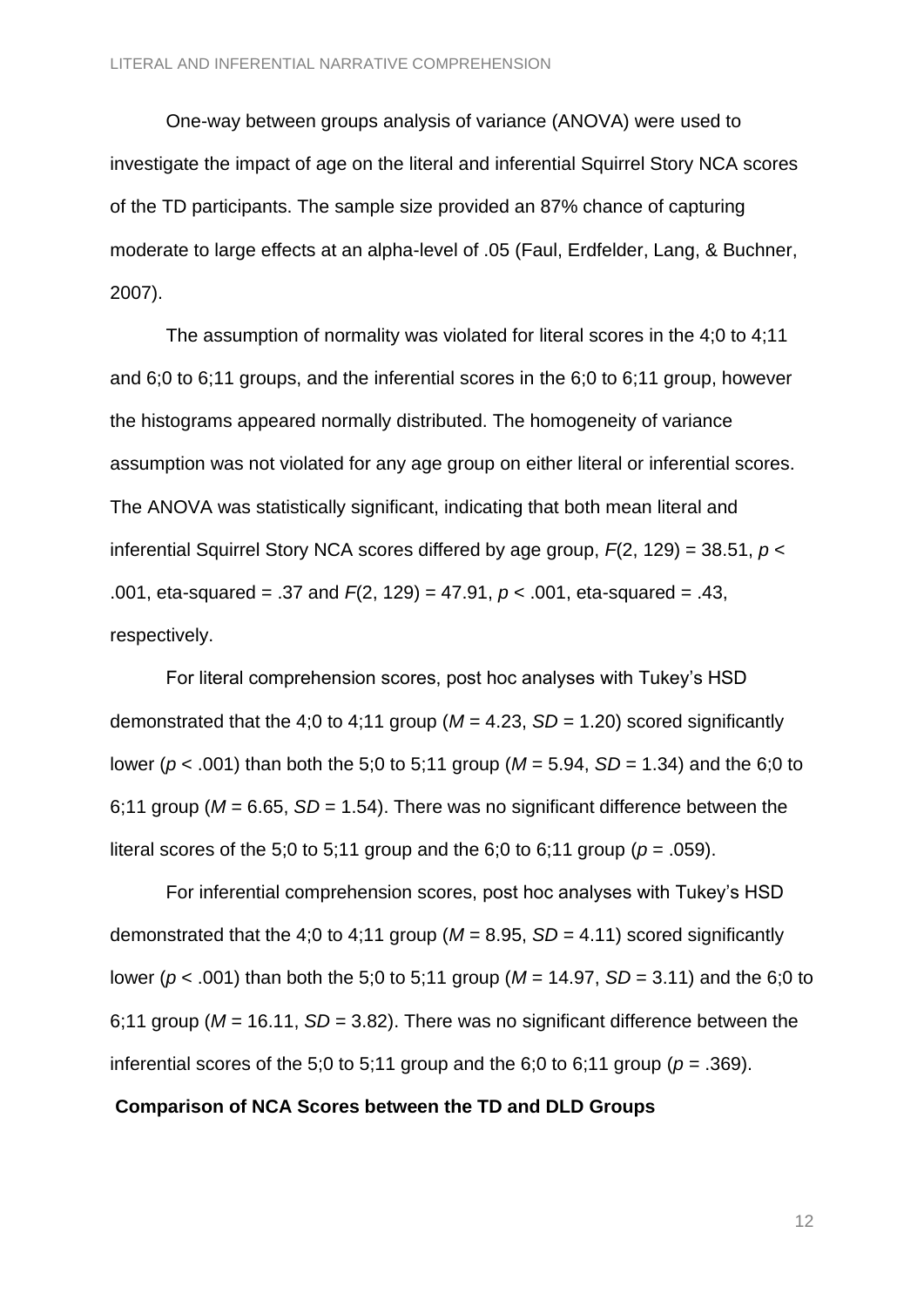One-way between groups analysis of variance (ANOVA) were used to investigate the impact of age on the literal and inferential Squirrel Story NCA scores of the TD participants. The sample size provided an 87% chance of capturing moderate to large effects at an alpha-level of .05 (Faul, Erdfelder, Lang, & Buchner, 2007).

The assumption of normality was violated for literal scores in the 4;0 to 4;11 and 6;0 to 6;11 groups, and the inferential scores in the 6;0 to 6;11 group, however the histograms appeared normally distributed. The homogeneity of variance assumption was not violated for any age group on either literal or inferential scores. The ANOVA was statistically significant, indicating that both mean literal and inferential Squirrel Story NCA scores differed by age group, $F(2, 129) = 38.51$, $p < .001$, eta-squared = .37 and $F(2, 129) = 47.91$, $p < .001$, eta-squared = .43, respectively.

For literal comprehension scores, post hoc analyses with Tukey's HSD demonstrated that the 4;0 to 4;11 group ($M = 4.23$, $SD = 1.20$) scored significantly lower ($p < .001$) than both the 5;0 to 5;11 group ($M = 5.94$, $SD = 1.34$) and the 6;0 to 6;11 group ($M = 6.65$, $SD = 1.54$). There was no significant difference between the literal scores of the 5;0 to 5;11 group and the 6;0 to 6;11 group ($p = .059$).

For inferential comprehension scores, post hoc analyses with Tukey's HSD demonstrated that the 4;0 to 4;11 group ($M = 8.95$, $SD = 4.11$) scored significantly lower ($p < .001$) than both the 5;0 to 5;11 group ($M = 14.97$, $SD = 3.11$) and the 6;0 to 6;11 group ($M = 16.11$, $SD = 3.82$). There was no significant difference between the inferential scores of the 5;0 to 5;11 group and the 6;0 to 6;11 group ($p = .369$).

**Comparison of NCA Scores between the TD and DLD Groups**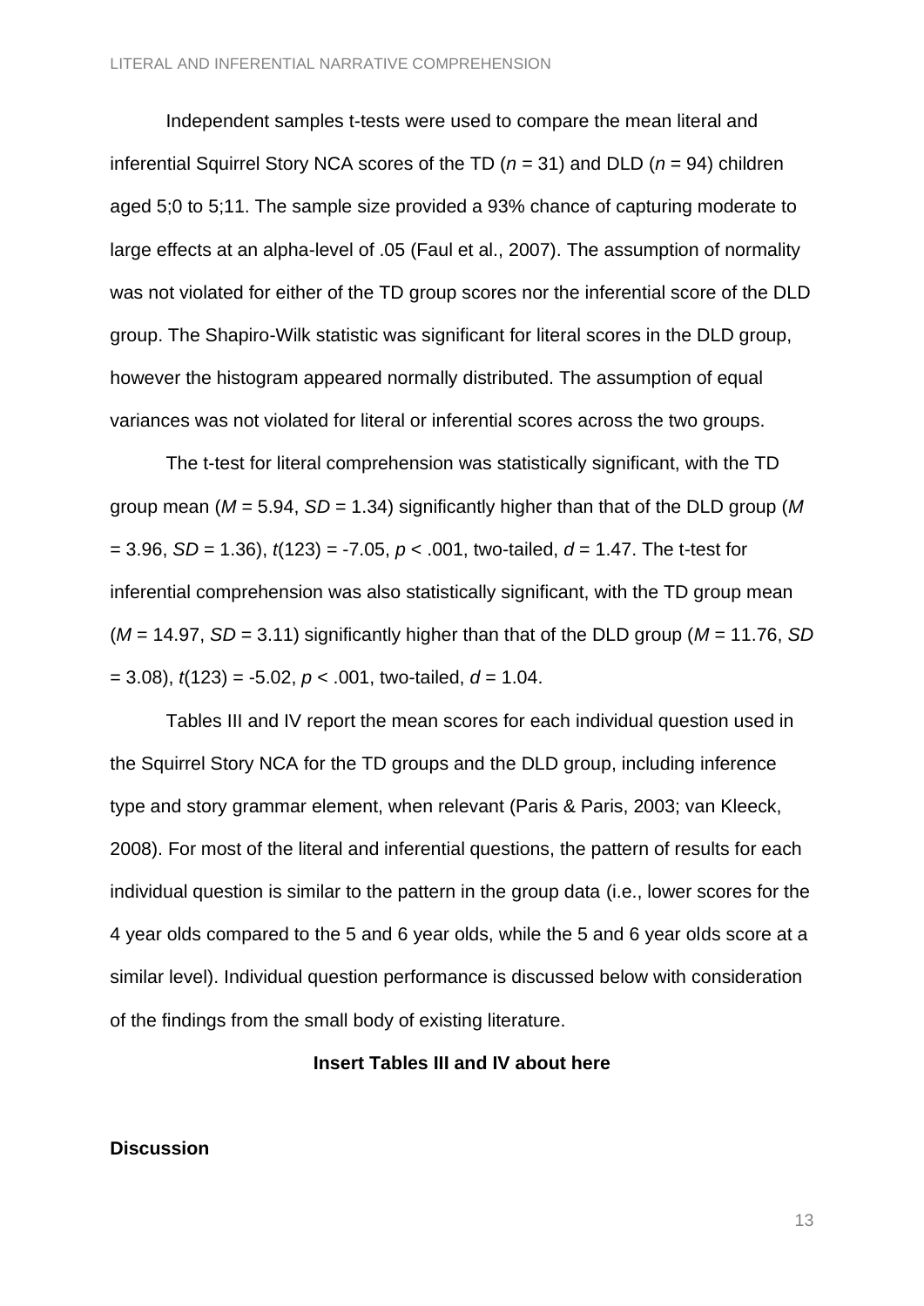Independent samples t-tests were used to compare the mean literal and inferential Squirrel Story NCA scores of the TD ($n$ = 31) and DLD ($n$ = 94) children aged 5;0 to 5;11. The sample size provided a 93% chance of capturing moderate to large effects at an alpha-level of .05 (Faul et al., 2007). The assumption of normality was not violated for either of the TD group scores nor the inferential score of the DLD group. The Shapiro-Wilk statistic was significant for literal scores in the DLD group, however the histogram appeared normally distributed. The assumption of equal variances was not violated for literal or inferential scores across the two groups.

The t-test for literal comprehension was statistically significant, with the TD group mean ($M$ = 5.94, $SD$ = 1.34) significantly higher than that of the DLD group ($M$ = 3.96, $SD$ = 1.36), $t(123) = -7.05$, $p < .001$, two-tailed, $d$ = 1.47. The t-test for inferential comprehension was also statistically significant, with the TD group mean ($M$ = 14.97, $SD$ = 3.11) significantly higher than that of the DLD group ($M$ = 11.76, $SD$ = 3.08), $t(123) = -5.02$, $p < .001$, two-tailed, $d$ = 1.04.

Tables III and IV report the mean scores for each individual question used in the Squirrel Story NCA for the TD groups and the DLD group, including inference type and story grammar element, when relevant (Paris & Paris, 2003; van Kleeck, 2008). For most of the literal and inferential questions, the pattern of results for each individual question is similar to the pattern in the group data (i.e., lower scores for the 4 year olds compared to the 5 and 6 year olds, while the 5 and 6 year olds score at a similar level). Individual question performance is discussed below with consideration of the findings from the small body of existing literature.

**Insert Tables III and IV about here**

## Discussion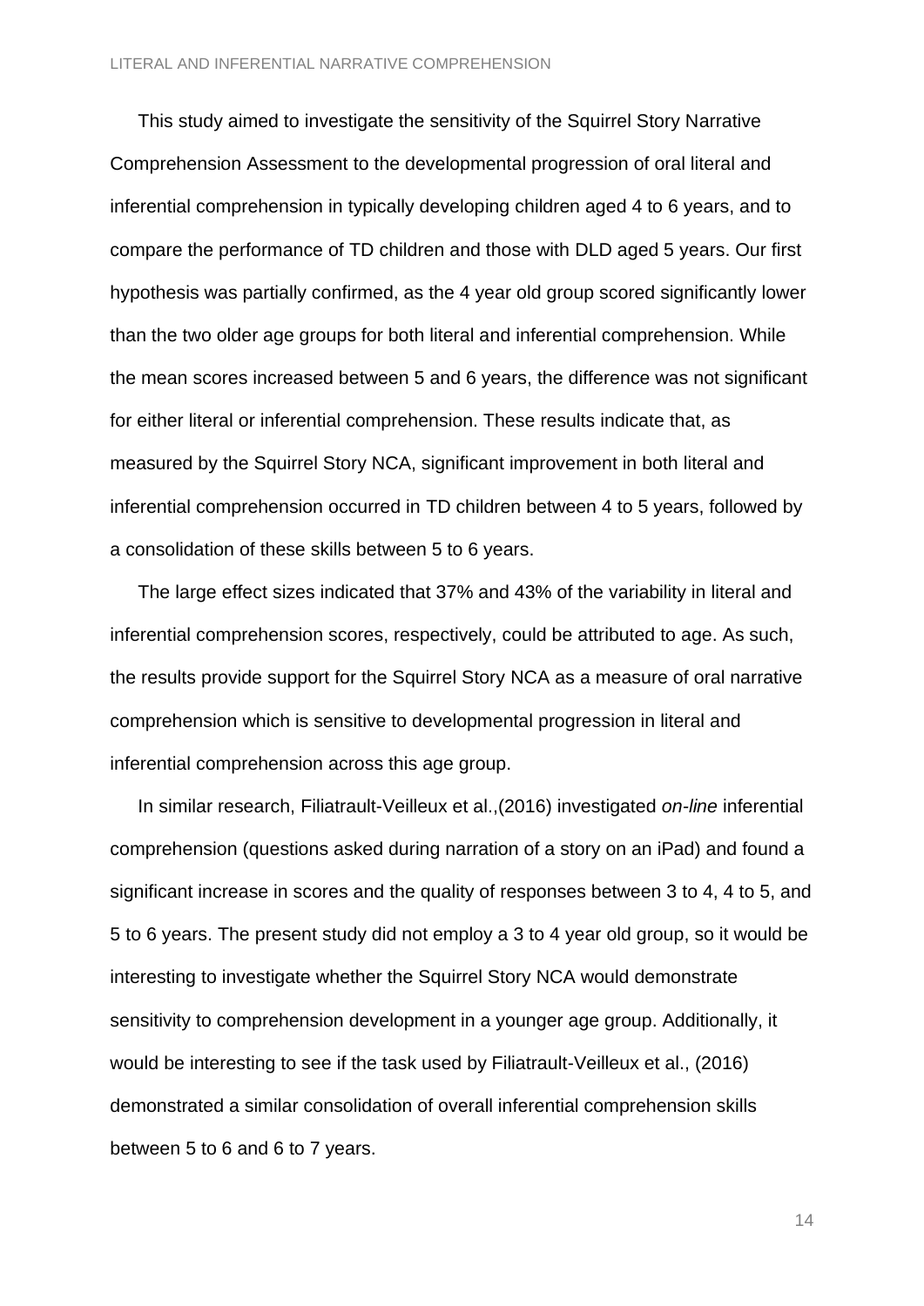This study aimed to investigate the sensitivity of the Squirrel Story Narrative Comprehension Assessment to the developmental progression of oral literal and inferential comprehension in typically developing children aged 4 to 6 years, and to compare the performance of TD children and those with DLD aged 5 years. Our first hypothesis was partially confirmed, as the 4 year old group scored significantly lower than the two older age groups for both literal and inferential comprehension. While the mean scores increased between 5 and 6 years, the difference was not significant for either literal or inferential comprehension. These results indicate that, as measured by the Squirrel Story NCA, significant improvement in both literal and inferential comprehension occurred in TD children between 4 to 5 years, followed by a consolidation of these skills between 5 to 6 years.

The large effect sizes indicated that 37% and 43% of the variability in literal and inferential comprehension scores, respectively, could be attributed to age. As such, the results provide support for the Squirrel Story NCA as a measure of oral narrative comprehension which is sensitive to developmental progression in literal and inferential comprehension across this age group.

In similar research, Filiatrault-Veilleux et al.,(2016) investigated *on-line* inferential comprehension (questions asked during narration of a story on an iPad) and found a significant increase in scores and the quality of responses between 3 to 4, 4 to 5, and 5 to 6 years. The present study did not employ a 3 to 4 year old group, so it would be interesting to investigate whether the Squirrel Story NCA would demonstrate sensitivity to comprehension development in a younger age group. Additionally, it would be interesting to see if the task used by Filiatrault-Veilleux et al., (2016) demonstrated a similar consolidation of overall inferential comprehension skills between 5 to 6 and 6 to 7 years.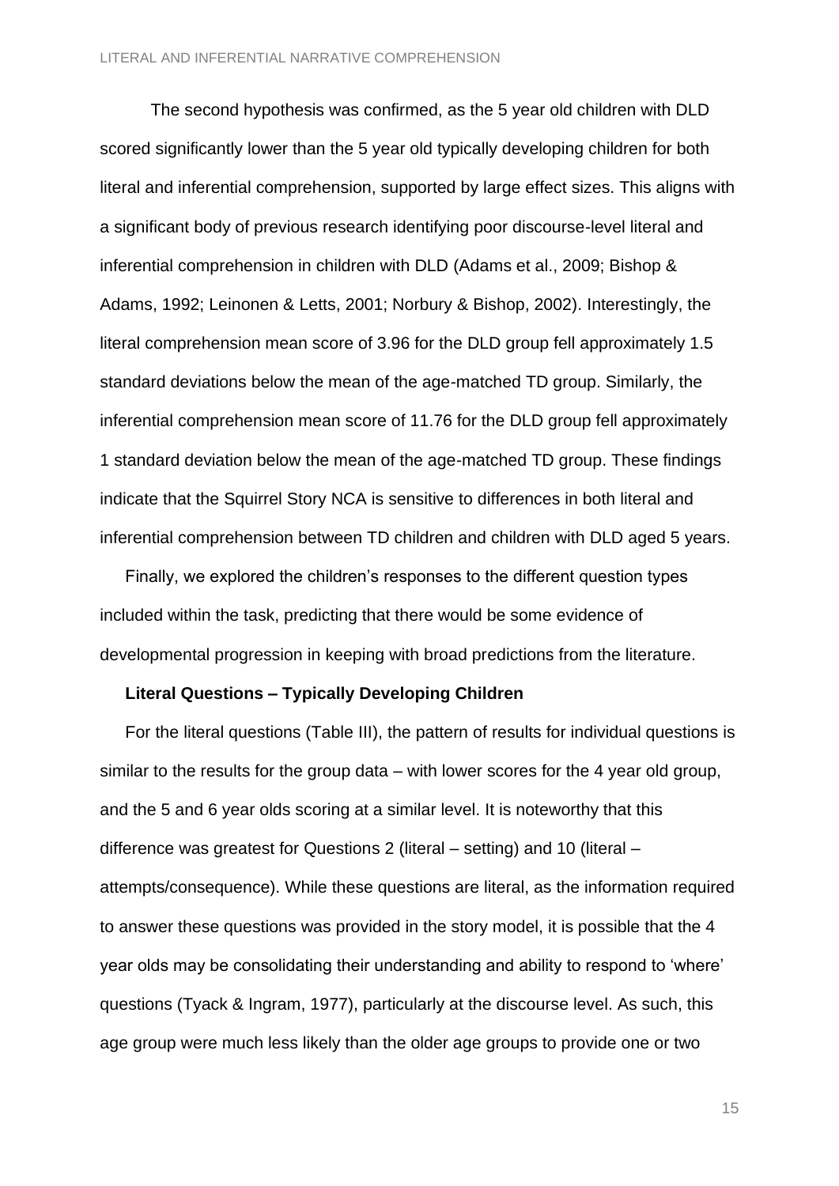The second hypothesis was confirmed, as the 5 year old children with DLD scored significantly lower than the 5 year old typically developing children for both literal and inferential comprehension, supported by large effect sizes. This aligns with a significant body of previous research identifying poor discourse-level literal and inferential comprehension in children with DLD (Adams et al., 2009; Bishop & Adams, 1992; Leinonen & Letts, 2001; Norbury & Bishop, 2002). Interestingly, the literal comprehension mean score of 3.96 for the DLD group fell approximately 1.5 standard deviations below the mean of the age-matched TD group. Similarly, the inferential comprehension mean score of 11.76 for the DLD group fell approximately 1 standard deviation below the mean of the age-matched TD group. These findings indicate that the Squirrel Story NCA is sensitive to differences in both literal and inferential comprehension between TD children and children with DLD aged 5 years.

Finally, we explored the children's responses to the different question types included within the task, predicting that there would be some evidence of developmental progression in keeping with broad predictions from the literature.

**Literal Questions – Typically Developing Children**

For the literal questions (Table III), the pattern of results for individual questions is similar to the results for the group data – with lower scores for the 4 year old group, and the 5 and 6 year olds scoring at a similar level. It is noteworthy that this difference was greatest for Questions 2 (literal – setting) and 10 (literal – attempts/consequence). While these questions are literal, as the information required to answer these questions was provided in the story model, it is possible that the 4 year olds may be consolidating their understanding and ability to respond to 'where' questions (Tyack & Ingram, 1977), particularly at the discourse level. As such, this age group were much less likely than the older age groups to provide one or two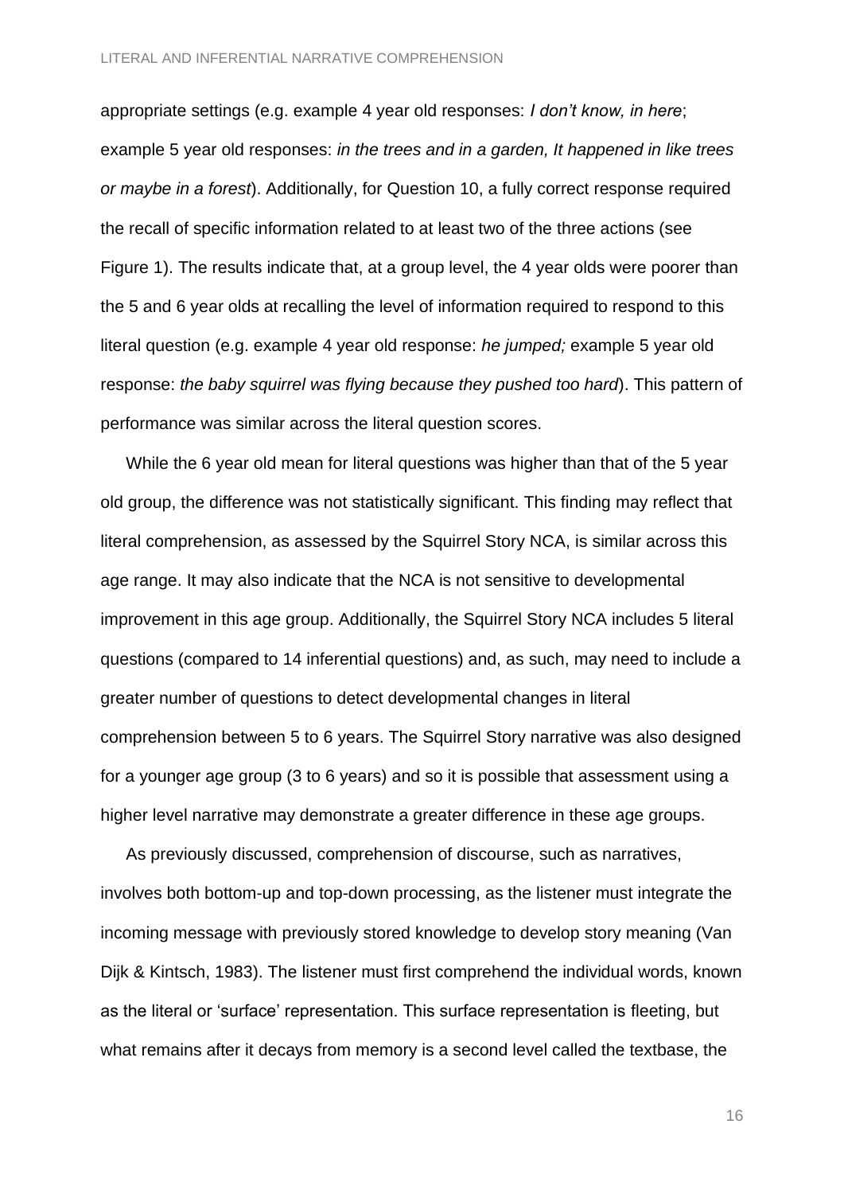appropriate settings (e.g. example 4 year old responses: *I don't know, in here*; example 5 year old responses: *in the trees and in a garden, It happened in like trees or maybe in a forest*). Additionally, for Question 10, a fully correct response required the recall of specific information related to at least two of the three actions (see Figure 1). The results indicate that, at a group level, the 4 year olds were poorer than the 5 and 6 year olds at recalling the level of information required to respond to this literal question (e.g. example 4 year old response: *he jumped;* example 5 year old response: *the baby squirrel was flying because they pushed too hard*). This pattern of performance was similar across the literal question scores.

While the 6 year old mean for literal questions was higher than that of the 5 year old group, the difference was not statistically significant. This finding may reflect that literal comprehension, as assessed by the Squirrel Story NCA, is similar across this age range. It may also indicate that the NCA is not sensitive to developmental improvement in this age group. Additionally, the Squirrel Story NCA includes 5 literal questions (compared to 14 inferential questions) and, as such, may need to include a greater number of questions to detect developmental changes in literal comprehension between 5 to 6 years. The Squirrel Story narrative was also designed for a younger age group (3 to 6 years) and so it is possible that assessment using a higher level narrative may demonstrate a greater difference in these age groups.

As previously discussed, comprehension of discourse, such as narratives, involves both bottom-up and top-down processing, as the listener must integrate the incoming message with previously stored knowledge to develop story meaning (Van Dijk & Kintsch, 1983). The listener must first comprehend the individual words, known as the literal or 'surface' representation. This surface representation is fleeting, but what remains after it decays from memory is a second level called the textbase, the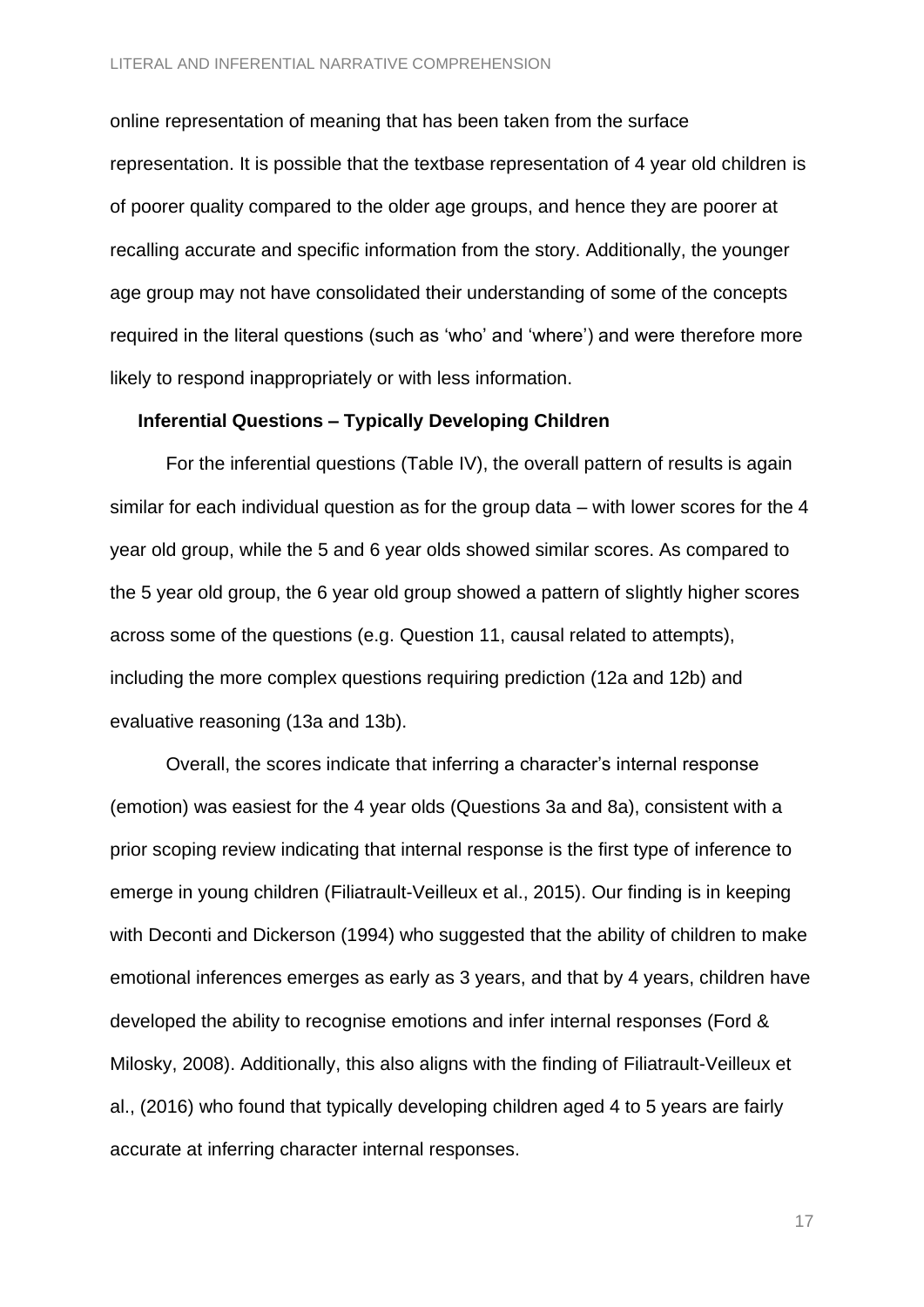online representation of meaning that has been taken from the surface representation. It is possible that the textbase representation of 4 year old children is of poorer quality compared to the older age groups, and hence they are poorer at recalling accurate and specific information from the story. Additionally, the younger age group may not have consolidated their understanding of some of the concepts required in the literal questions (such as 'who' and 'where') and were therefore more likely to respond inappropriately or with less information.

### Inferential Questions – Typically Developing Children

For the inferential questions (Table IV), the overall pattern of results is again similar for each individual question as for the group data – with lower scores for the 4 year old group, while the 5 and 6 year olds showed similar scores. As compared to the 5 year old group, the 6 year old group showed a pattern of slightly higher scores across some of the questions (e.g. Question 11, causal related to attempts), including the more complex questions requiring prediction (12a and 12b) and evaluative reasoning (13a and 13b).

Overall, the scores indicate that inferring a character's internal response (emotion) was easiest for the 4 year olds (Questions 3a and 8a), consistent with a prior scoping review indicating that internal response is the first type of inference to emerge in young children (Filiatrault-Veilleux et al., 2015). Our finding is in keeping with Deconti and Dickerson (1994) who suggested that the ability of children to make emotional inferences emerges as early as 3 years, and that by 4 years, children have developed the ability to recognise emotions and infer internal responses (Ford & Milosky, 2008). Additionally, this also aligns with the finding of Filiatrault-Veilleux et al., (2016) who found that typically developing children aged 4 to 5 years are fairly accurate at inferring character internal responses.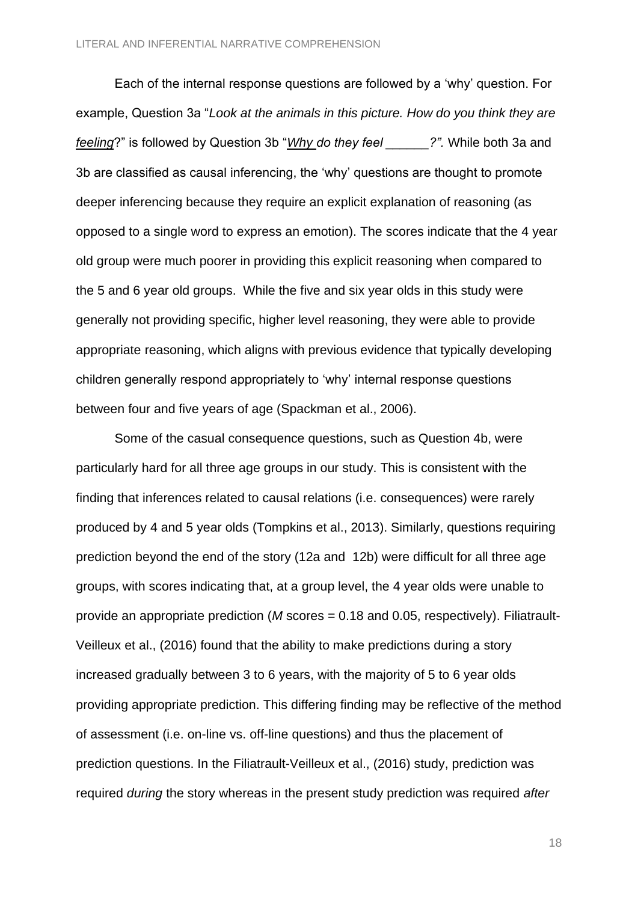Each of the internal response questions are followed by a 'why' question. For example, Question 3a "*Look at the animals in this picture. How do you think they are* ***feeling***?" is followed by Question 3b "***Why** do they feel ______?".* While both 3a and 3b are classified as causal inferencing, the 'why' questions are thought to promote deeper inferencing because they require an explicit explanation of reasoning (as opposed to a single word to express an emotion). The scores indicate that the 4 year old group were much poorer in providing this explicit reasoning when compared to the 5 and 6 year old groups. While the five and six year olds in this study were generally not providing specific, higher level reasoning, they were able to provide appropriate reasoning, which aligns with previous evidence that typically developing children generally respond appropriately to 'why' internal response questions between four and five years of age (Spackman et al., 2006).

Some of the casual consequence questions, such as Question 4b, were particularly hard for all three age groups in our study. This is consistent with the finding that inferences related to causal relations (i.e. consequences) were rarely produced by 4 and 5 year olds (Tompkins et al., 2013). Similarly, questions requiring prediction beyond the end of the story (12a and 12b) were difficult for all three age groups, with scores indicating that, at a group level, the 4 year olds were unable to provide an appropriate prediction (*M* scores = 0.18 and 0.05, respectively). Filiatrault-Veilleux et al., (2016) found that the ability to make predictions during a story increased gradually between 3 to 6 years, with the majority of 5 to 6 year olds providing appropriate prediction. This differing finding may be reflective of the method of assessment (i.e. on-line vs. off-line questions) and thus the placement of prediction questions. In the Filiatrault-Veilleux et al., (2016) study, prediction was required *during* the story whereas in the present study prediction was required *after*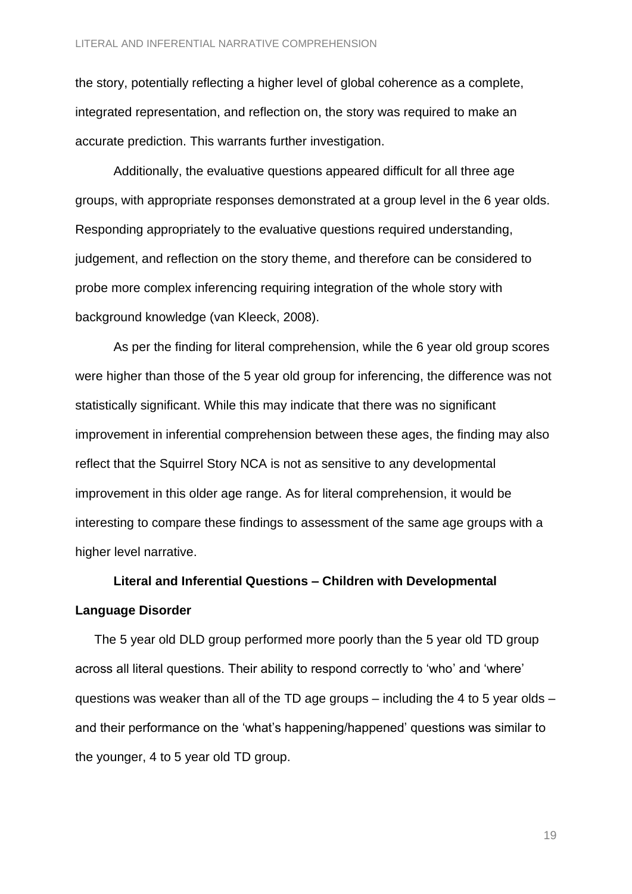the story, potentially reflecting a higher level of global coherence as a complete, integrated representation, and reflection on, the story was required to make an accurate prediction. This warrants further investigation.

Additionally, the evaluative questions appeared difficult for all three age groups, with appropriate responses demonstrated at a group level in the 6 year olds. Responding appropriately to the evaluative questions required understanding, judgement, and reflection on the story theme, and therefore can be considered to probe more complex inferencing requiring integration of the whole story with background knowledge (van Kleeck, 2008).

As per the finding for literal comprehension, while the 6 year old group scores were higher than those of the 5 year old group for inferencing, the difference was not statistically significant. While this may indicate that there was no significant improvement in inferential comprehension between these ages, the finding may also reflect that the Squirrel Story NCA is not as sensitive to any developmental improvement in this older age range. As for literal comprehension, it would be interesting to compare these findings to assessment of the same age groups with a higher level narrative.

### Literal and Inferential Questions – Children with Developmental Language Disorder

The 5 year old DLD group performed more poorly than the 5 year old TD group across all literal questions. Their ability to respond correctly to 'who' and 'where' questions was weaker than all of the TD age groups – including the 4 to 5 year olds – and their performance on the 'what's happening/happened' questions was similar to the younger, 4 to 5 year old TD group.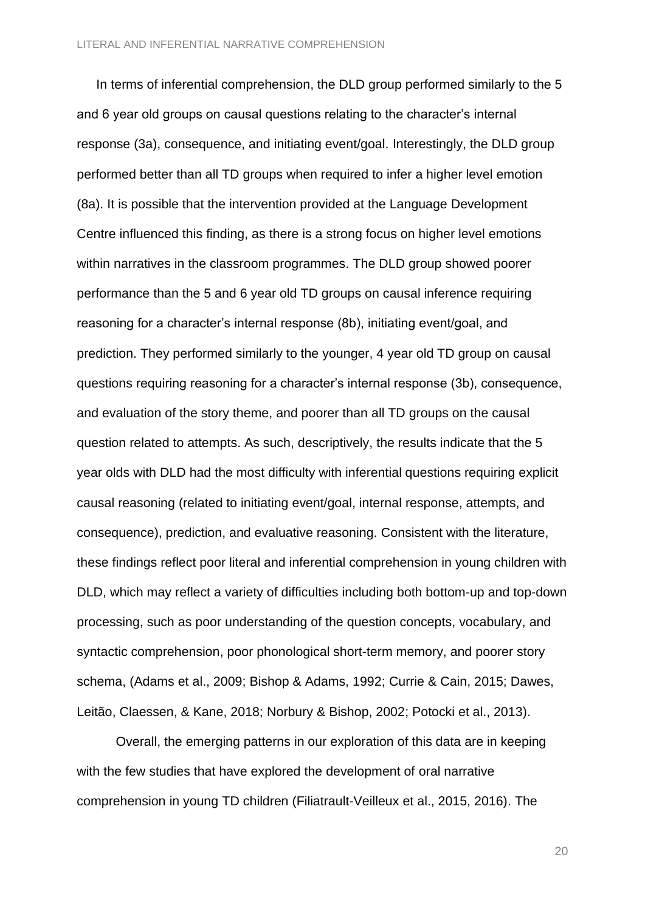In terms of inferential comprehension, the DLD group performed similarly to the 5 and 6 year old groups on causal questions relating to the character's internal response (3a), consequence, and initiating event/goal. Interestingly, the DLD group performed better than all TD groups when required to infer a higher level emotion (8a). It is possible that the intervention provided at the Language Development Centre influenced this finding, as there is a strong focus on higher level emotions within narratives in the classroom programmes. The DLD group showed poorer performance than the 5 and 6 year old TD groups on causal inference requiring reasoning for a character's internal response (8b), initiating event/goal, and prediction. They performed similarly to the younger, 4 year old TD group on causal questions requiring reasoning for a character's internal response (3b), consequence, and evaluation of the story theme, and poorer than all TD groups on the causal question related to attempts. As such, descriptively, the results indicate that the 5 year olds with DLD had the most difficulty with inferential questions requiring explicit causal reasoning (related to initiating event/goal, internal response, attempts, and consequence), prediction, and evaluative reasoning. Consistent with the literature, these findings reflect poor literal and inferential comprehension in young children with DLD, which may reflect a variety of difficulties including both bottom-up and top-down processing, such as poor understanding of the question concepts, vocabulary, and syntactic comprehension, poor phonological short-term memory, and poorer story schema, (Adams et al., 2009; Bishop & Adams, 1992; Currie & Cain, 2015; Dawes, Leitão, Claessen, & Kane, 2018; Norbury & Bishop, 2002; Potocki et al., 2013).

Overall, the emerging patterns in our exploration of this data are in keeping with the few studies that have explored the development of oral narrative comprehension in young TD children (Filiatrault-Veilleux et al., 2015, 2016). The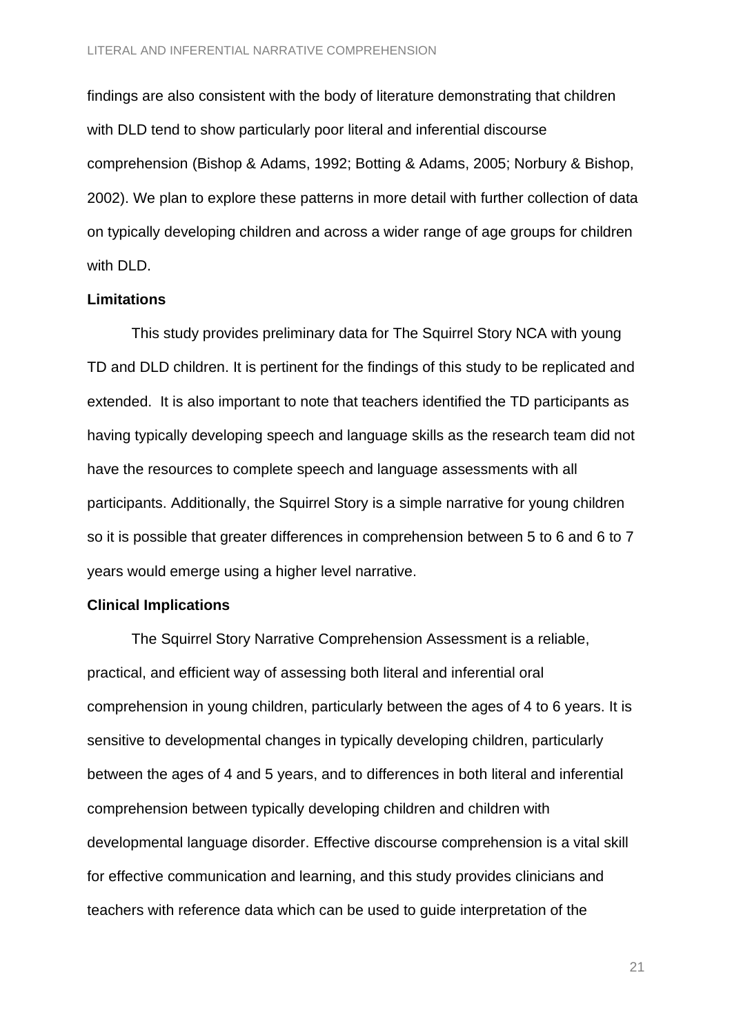findings are also consistent with the body of literature demonstrating that children with DLD tend to show particularly poor literal and inferential discourse comprehension (Bishop & Adams, 1992; Botting & Adams, 2005; Norbury & Bishop, 2002). We plan to explore these patterns in more detail with further collection of data on typically developing children and across a wider range of age groups for children with DLD.

**Limitations**

This study provides preliminary data for The Squirrel Story NCA with young TD and DLD children. It is pertinent for the findings of this study to be replicated and extended. It is also important to note that teachers identified the TD participants as having typically developing speech and language skills as the research team did not have the resources to complete speech and language assessments with all participants. Additionally, the Squirrel Story is a simple narrative for young children so it is possible that greater differences in comprehension between 5 to 6 and 6 to 7 years would emerge using a higher level narrative.

**Clinical Implications**

The Squirrel Story Narrative Comprehension Assessment is a reliable, practical, and efficient way of assessing both literal and inferential oral comprehension in young children, particularly between the ages of 4 to 6 years. It is sensitive to developmental changes in typically developing children, particularly between the ages of 4 and 5 years, and to differences in both literal and inferential comprehension between typically developing children and children with developmental language disorder. Effective discourse comprehension is a vital skill for effective communication and learning, and this study provides clinicians and teachers with reference data which can be used to guide interpretation of the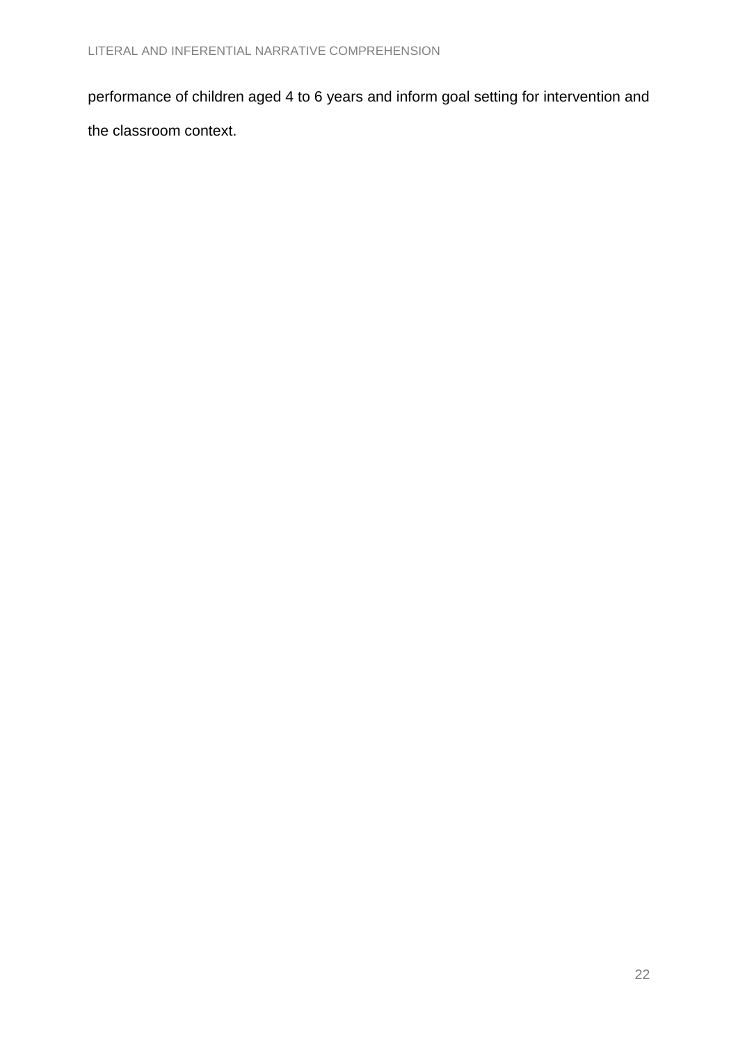performance of children aged 4 to 6 years and inform goal setting for intervention and the classroom context.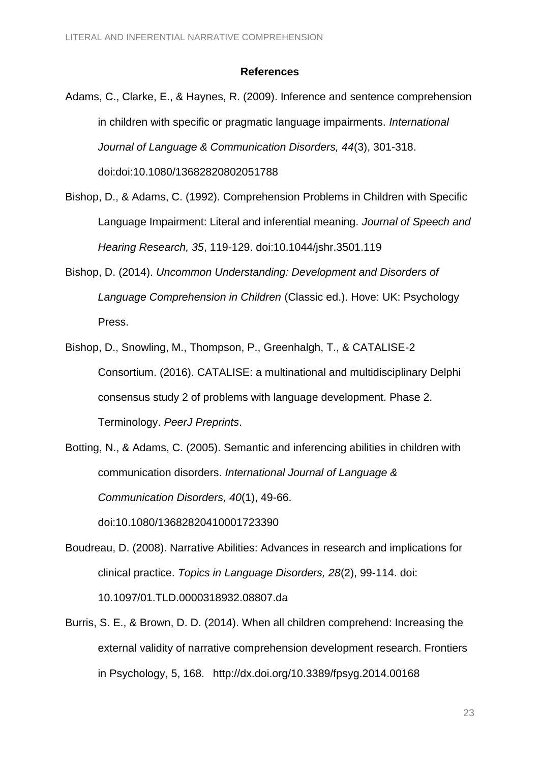## References

Adams, C., Clarke, E., & Haynes, R. (2009). Inference and sentence comprehension in children with specific or pragmatic language impairments. *International Journal of Language & Communication Disorders, 44*(3), 301-318. doi:doi:10.1080/13682820802051788

Bishop, D., & Adams, C. (1992). Comprehension Problems in Children with Specific Language Impairment: Literal and inferential meaning. *Journal of Speech and Hearing Research, 35*, 119-129. doi:10.1044/jshr.3501.119

Bishop, D. (2014). *Uncommon Understanding: Development and Disorders of Language Comprehension in Children* (Classic ed.). Hove: UK: Psychology Press.

Bishop, D., Snowling, M., Thompson, P., Greenhalgh, T., & CATALISE-2 Consortium. (2016). CATALISE: a multinational and multidisciplinary Delphi consensus study 2 of problems with language development. Phase 2. Terminology. *PeerJ Preprints*.

Botting, N., & Adams, C. (2005). Semantic and inferencing abilities in children with communication disorders. *International Journal of Language & Communication Disorders, 40*(1), 49-66. doi:10.1080/13682820410001723390

Boudreau, D. (2008). Narrative Abilities: Advances in research and implications for clinical practice. *Topics in Language Disorders, 28*(2), 99-114. doi: 10.1097/01.TLD.0000318932.08807.da

Burris, S. E., & Brown, D. D. (2014). When all children comprehend: Increasing the external validity of narrative comprehension development research. Frontiers in Psychology, 5, 168. http://dx.doi.org/10.3389/fpsyg.2014.00168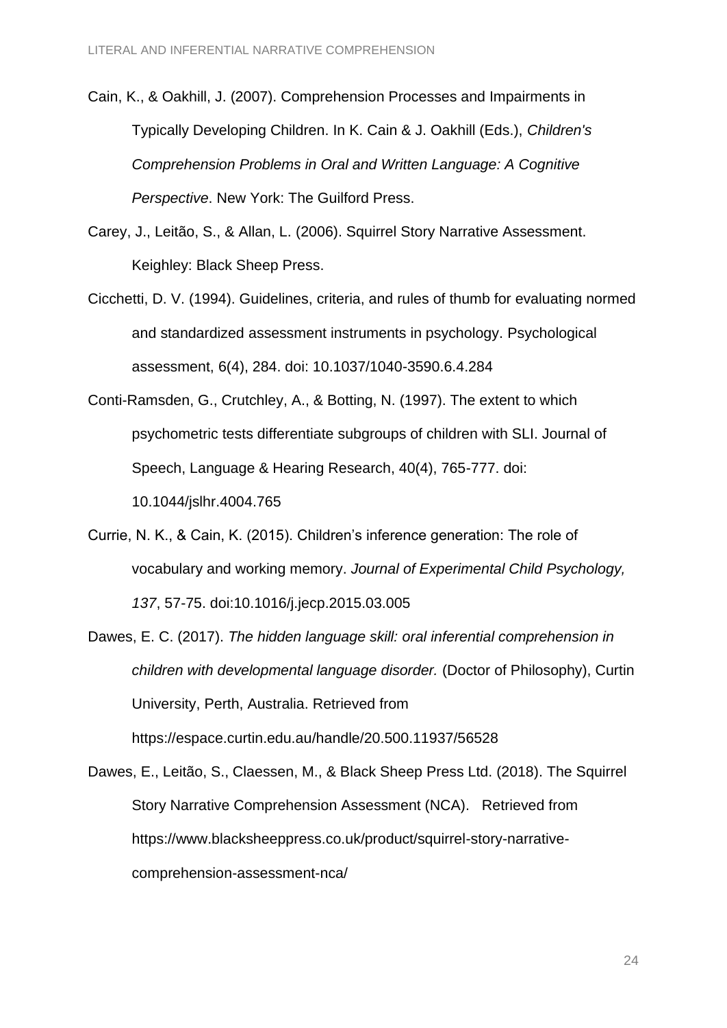Cain, K., & Oakhill, J. (2007). Comprehension Processes and Impairments in Typically Developing Children. In K. Cain & J. Oakhill (Eds.), *Children's Comprehension Problems in Oral and Written Language: A Cognitive Perspective*. New York: The Guilford Press.

Carey, J., Leitão, S., & Allan, L. (2006). Squirrel Story Narrative Assessment. Keighley: Black Sheep Press.

Cicchetti, D. V. (1994). Guidelines, criteria, and rules of thumb for evaluating normed and standardized assessment instruments in psychology. Psychological assessment, 6(4), 284. doi: 10.1037/1040-3590.6.4.284

Conti-Ramsden, G., Crutchley, A., & Botting, N. (1997). The extent to which psychometric tests differentiate subgroups of children with SLI. Journal of Speech, Language & Hearing Research, 40(4), 765-777. doi: 10.1044/jslhr.4004.765

Currie, N. K., & Cain, K. (2015). Children's inference generation: The role of vocabulary and working memory. *Journal of Experimental Child Psychology, 137*, 57-75. doi:10.1016/j.jecp.2015.03.005

Dawes, E. C. (2017). *The hidden language skill: oral inferential comprehension in children with developmental language disorder.* (Doctor of Philosophy), Curtin University, Perth, Australia. Retrieved from https://espace.curtin.edu.au/handle/20.500.11937/56528

Dawes, E., Leitão, S., Claessen, M., & Black Sheep Press Ltd. (2018). The Squirrel Story Narrative Comprehension Assessment (NCA). Retrieved from https://www.blacksheeppress.co.uk/product/squirrel-story-narrative-comprehension-assessment-nca/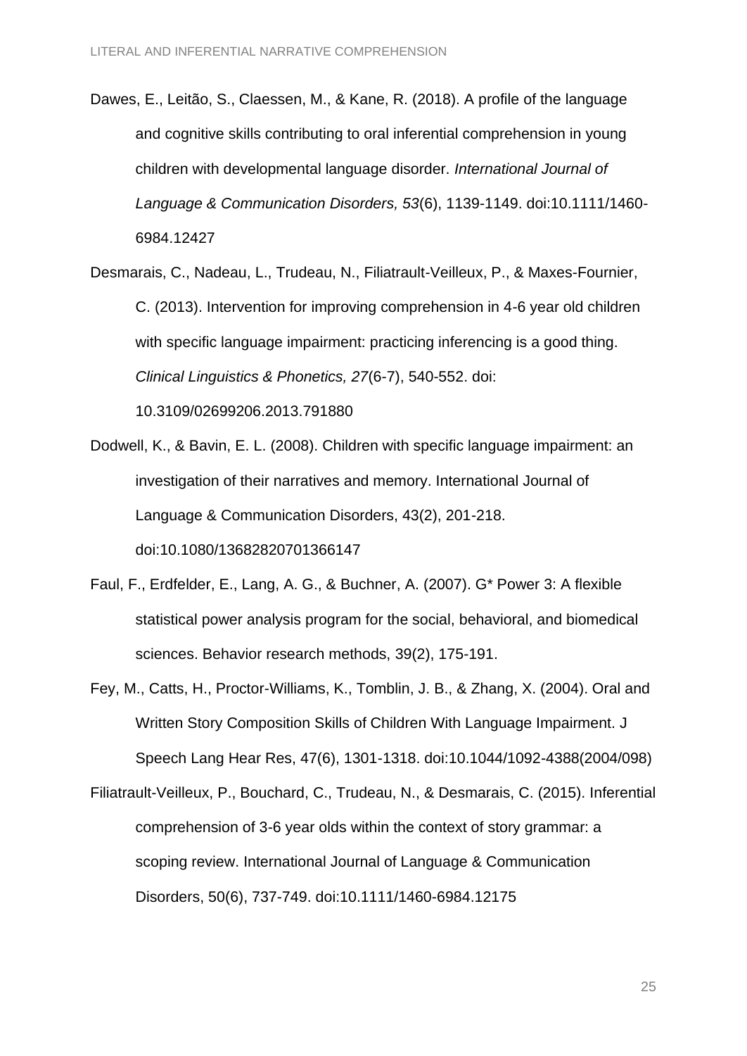Dawes, E., Leitão, S., Claessen, M., & Kane, R. (2018). A profile of the language and cognitive skills contributing to oral inferential comprehension in young children with developmental language disorder. *International Journal of Language & Communication Disorders, 53*(6), 1139-1149. doi:10.1111/1460-6984.12427

Desmarais, C., Nadeau, L., Trudeau, N., Filiatrault-Veilleux, P., & Maxes-Fournier, C. (2013). Intervention for improving comprehension in 4-6 year old children with specific language impairment: practicing inferencing is a good thing. *Clinical Linguistics & Phonetics, 27*(6-7), 540-552. doi: 10.3109/02699206.2013.791880

Dodwell, K., & Bavin, E. L. (2008). Children with specific language impairment: an investigation of their narratives and memory. International Journal of Language & Communication Disorders, 43(2), 201-218. doi:10.1080/13682820701366147

Faul, F., Erdfelder, E., Lang, A. G., & Buchner, A. (2007). G* Power 3: A flexible statistical power analysis program for the social, behavioral, and biomedical sciences. Behavior research methods, 39(2), 175-191.

Fey, M., Catts, H., Proctor-Williams, K., Tomblin, J. B., & Zhang, X. (2004). Oral and Written Story Composition Skills of Children With Language Impairment. J Speech Lang Hear Res, 47(6), 1301-1318. doi:10.1044/1092-4388(2004/098)

Filiatrault-Veilleux, P., Bouchard, C., Trudeau, N., & Desmarais, C. (2015). Inferential comprehension of 3-6 year olds within the context of story grammar: a scoping review. International Journal of Language & Communication Disorders, 50(6), 737-749. doi:10.1111/1460-6984.12175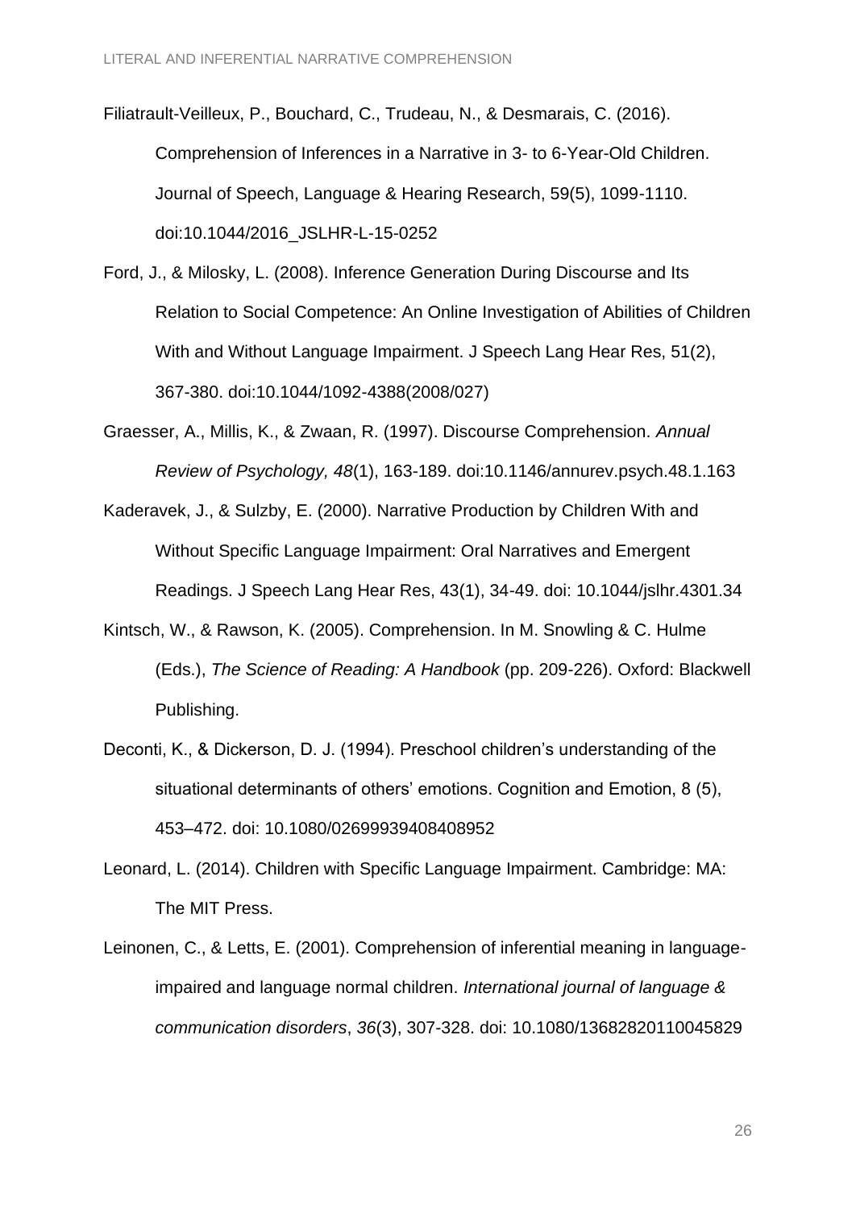Filiatrault-Veilleux, P., Bouchard, C., Trudeau, N., & Desmarais, C. (2016). Comprehension of Inferences in a Narrative in 3- to 6-Year-Old Children. Journal of Speech, Language & Hearing Research, 59(5), 1099-1110. doi:10.1044/2016_JSLHR-L-15-0252

Ford, J., & Milosky, L. (2008). Inference Generation During Discourse and Its Relation to Social Competence: An Online Investigation of Abilities of Children With and Without Language Impairment. J Speech Lang Hear Res, 51(2), 367-380. doi:10.1044/1092-4388(2008/027)

Graesser, A., Millis, K., & Zwaan, R. (1997). Discourse Comprehension. *Annual Review of Psychology, 48*(1), 163-189. doi:10.1146/annurev.psych.48.1.163

Kaderavek, J., & Sulzby, E. (2000). Narrative Production by Children With and Without Specific Language Impairment: Oral Narratives and Emergent Readings. J Speech Lang Hear Res, 43(1), 34-49. doi: 10.1044/jslhr.4301.34

Kintsch, W., & Rawson, K. (2005). Comprehension. In M. Snowling & C. Hulme (Eds.), *The Science of Reading: A Handbook* (pp. 209-226). Oxford: Blackwell Publishing.

Deconti, K., & Dickerson, D. J. (1994). Preschool children's understanding of the situational determinants of others' emotions. Cognition and Emotion, 8 (5), 453–472. doi: 10.1080/02699939408408952

Leonard, L. (2014). Children with Specific Language Impairment. Cambridge: MA: The MIT Press.

Leinonen, C., & Letts, E. (2001). Comprehension of inferential meaning in language-impaired and language normal children. *International journal of language & communication disorders*, *36*(3), 307-328. doi: 10.1080/13682820110045829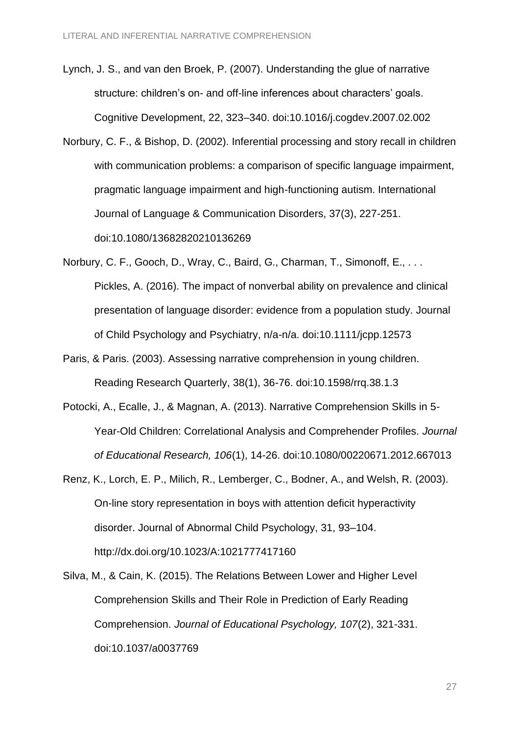Lynch, J. S., and van den Broek, P. (2007). Understanding the glue of narrative structure: children's on- and off-line inferences about characters' goals. Cognitive Development, 22, 323–340. doi:10.1016/j.cogdev.2007.02.002

Norbury, C. F., & Bishop, D. (2002). Inferential processing and story recall in children with communication problems: a comparison of specific language impairment, pragmatic language impairment and high-functioning autism. International Journal of Language & Communication Disorders, 37(3), 227-251. doi:10.1080/13682820210136269

Norbury, C. F., Gooch, D., Wray, C., Baird, G., Charman, T., Simonoff, E., . . . Pickles, A. (2016). The impact of nonverbal ability on prevalence and clinical presentation of language disorder: evidence from a population study. Journal of Child Psychology and Psychiatry, n/a-n/a. doi:10.1111/jcpp.12573

Paris, & Paris. (2003). Assessing narrative comprehension in young children. Reading Research Quarterly, 38(1), 36-76. doi:10.1598/rrq.38.1.3

Potocki, A., Ecalle, J., & Magnan, A. (2013). Narrative Comprehension Skills in 5-Year-Old Children: Correlational Analysis and Comprehender Profiles. *Journal of Educational Research, 106*(1), 14-26. doi:10.1080/00220671.2012.667013

Renz, K., Lorch, E. P., Milich, R., Lemberger, C., Bodner, A., and Welsh, R. (2003). On-line story representation in boys with attention deficit hyperactivity disorder. Journal of Abnormal Child Psychology, 31, 93–104. http://dx.doi.org/10.1023/A:1021777417160

Silva, M., & Cain, K. (2015). The Relations Between Lower and Higher Level Comprehension Skills and Their Role in Prediction of Early Reading Comprehension. *Journal of Educational Psychology, 107*(2), 321-331. doi:10.1037/a0037769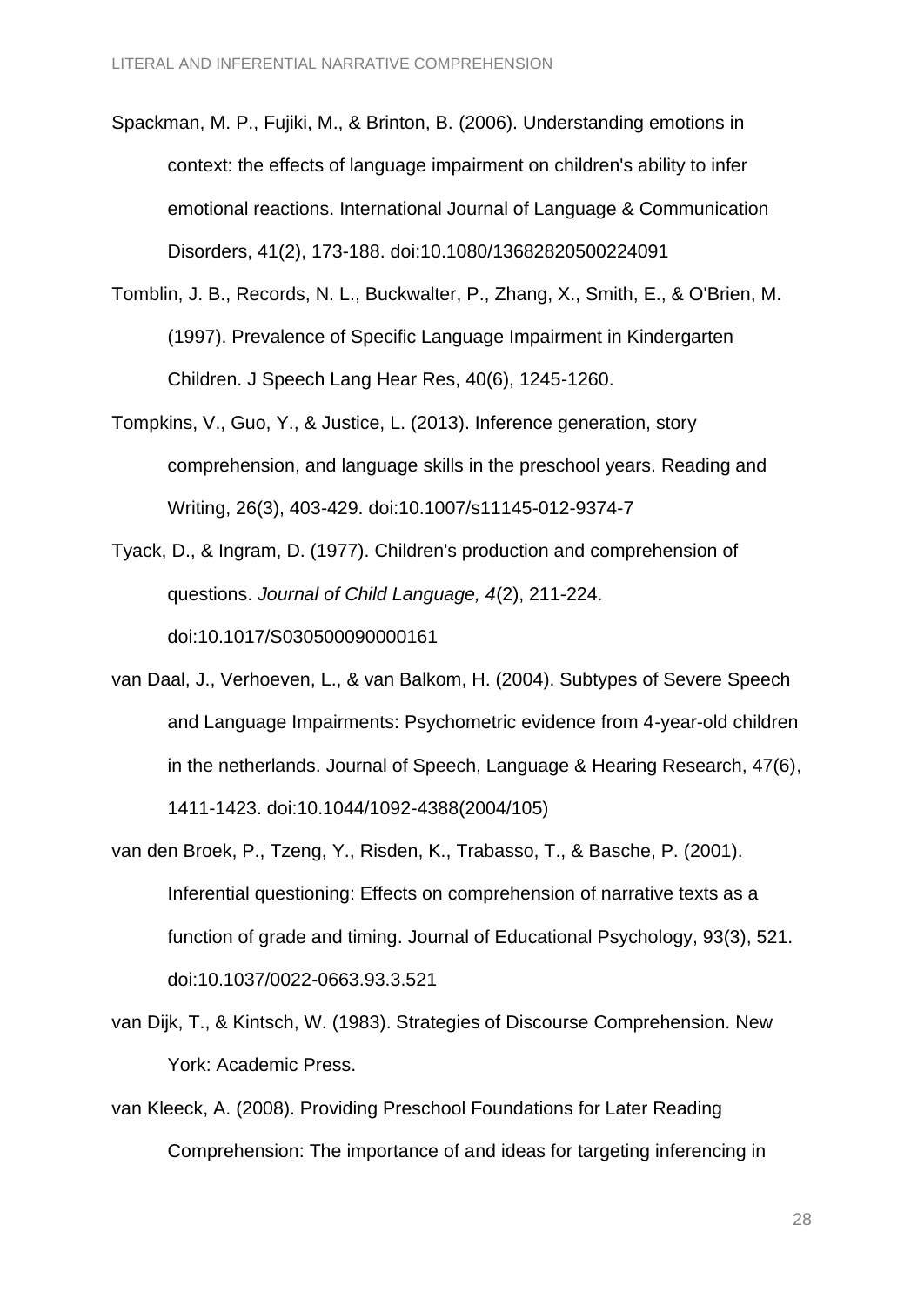Spackman, M. P., Fujiki, M., & Brinton, B. (2006). Understanding emotions in context: the effects of language impairment on children's ability to infer emotional reactions. International Journal of Language & Communication Disorders, 41(2), 173-188. doi:10.1080/13682820500224091

Tomblin, J. B., Records, N. L., Buckwalter, P., Zhang, X., Smith, E., & O'Brien, M. (1997). Prevalence of Specific Language Impairment in Kindergarten Children. J Speech Lang Hear Res, 40(6), 1245-1260.

Tompkins, V., Guo, Y., & Justice, L. (2013). Inference generation, story comprehension, and language skills in the preschool years. Reading and Writing, 26(3), 403-429. doi:10.1007/s11145-012-9374-7

Tyack, D., & Ingram, D. (1977). Children's production and comprehension of questions. *Journal of Child Language, 4*(2), 211-224. doi:10.1017/S030500090000161

van Daal, J., Verhoeven, L., & van Balkom, H. (2004). Subtypes of Severe Speech and Language Impairments: Psychometric evidence from 4-year-old children in the netherlands. Journal of Speech, Language & Hearing Research, 47(6), 1411-1423. doi:10.1044/1092-4388(2004/105)

van den Broek, P., Tzeng, Y., Risden, K., Trabasso, T., & Basche, P. (2001). Inferential questioning: Effects on comprehension of narrative texts as a function of grade and timing. Journal of Educational Psychology, 93(3), 521. doi:10.1037/0022-0663.93.3.521

van Dijk, T., & Kintsch, W. (1983). Strategies of Discourse Comprehension. New York: Academic Press.

van Kleeck, A. (2008). Providing Preschool Foundations for Later Reading Comprehension: The importance of and ideas for targeting inferencing in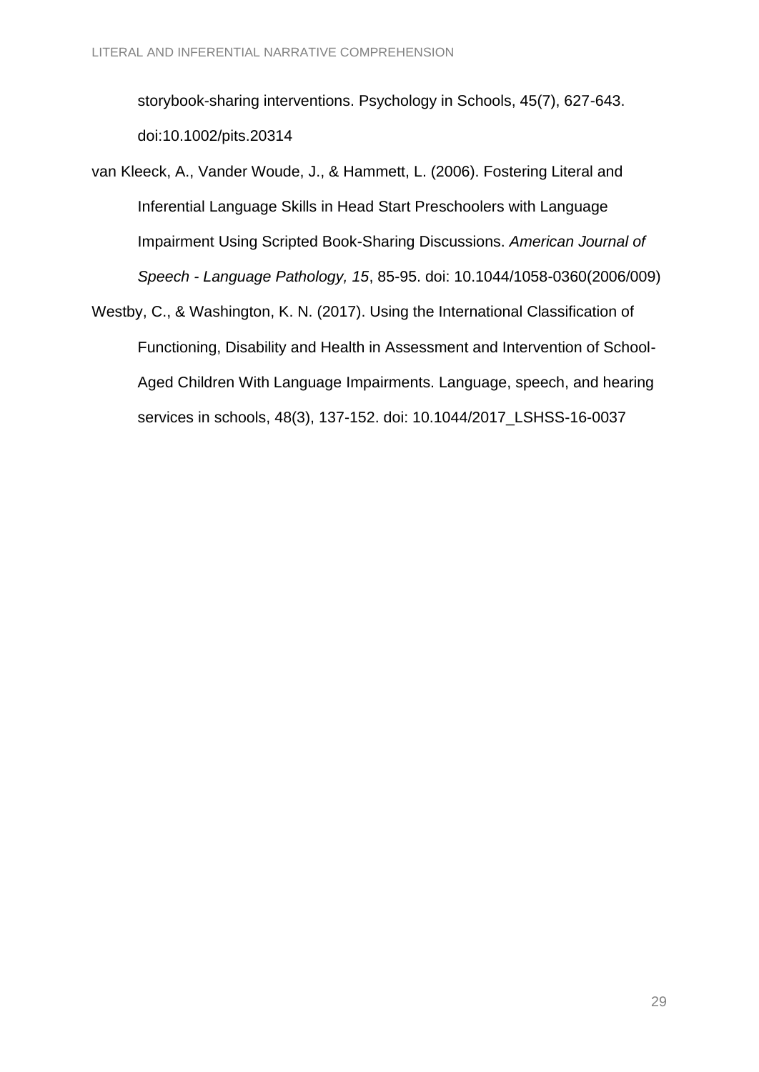storybook-sharing interventions. Psychology in Schools, 45(7), 627-643. doi:10.1002/pits.20314

van Kleeck, A., Vander Woude, J., & Hammett, L. (2006). Fostering Literal and Inferential Language Skills in Head Start Preschoolers with Language Impairment Using Scripted Book-Sharing Discussions. *American Journal of Speech - Language Pathology, 15*, 85-95. doi: 10.1044/1058-0360(2006/009)

Westby, C., & Washington, K. N. (2017). Using the International Classification of Functioning, Disability and Health in Assessment and Intervention of School-Aged Children With Language Impairments. Language, speech, and hearing services in schools, 48(3), 137-152. doi: 10.1044/2017_LSHSS-16-0037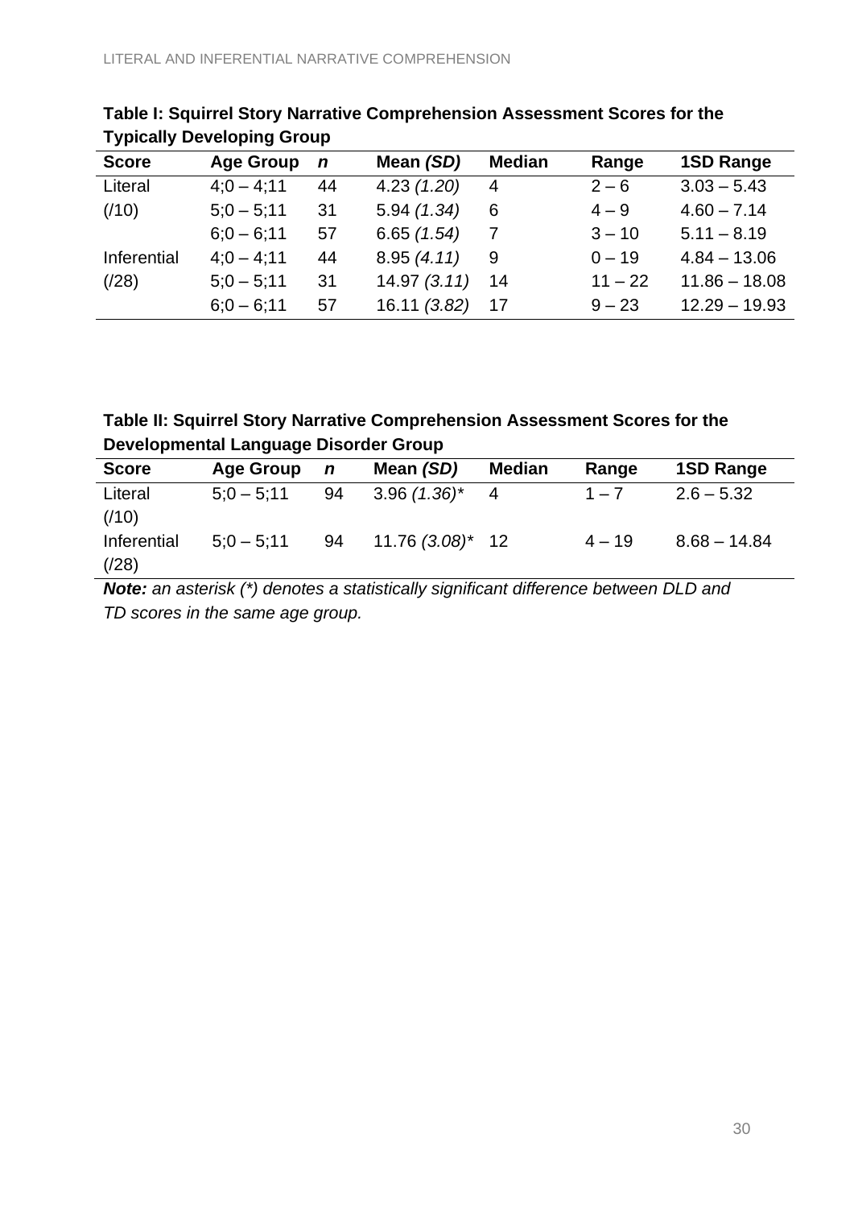**Table I: Squirrel Story Narrative Comprehension Assessment Scores for the Typically Developing Group**

| Score | Age Group | *n* | Mean *(SD)* | Median | Range | 1SD Range |
|---|---|---|---|---|---|---|
| Literal (/10) | 4;0 – 4;11 | 44 | 4.23 *(1.20)* | 4 | 2 – 6 | 3.03 – 5.43 |
| | 5;0 – 5;11 | 31 | 5.94 *(1.34)* | 6 | 4 – 9 | 4.60 – 7.14 |
| | 6;0 – 6;11 | 57 | 6.65 *(1.54)* | 7 | 3 – 10 | 5.11 – 8.19 |
| Inferential (/28) | 4;0 – 4;11 | 44 | 8.95 *(4.11)* | 9 | 0 – 19 | 4.84 – 13.06 |
| | 5;0 – 5;11 | 31 | 14.97 *(3.11)* | 14 | 11 – 22 | 11.86 – 18.08 |
| | 6;0 – 6;11 | 57 | 16.11 *(3.82)* | 17 | 9 – 23 | 12.29 – 19.93 |

**Table II: Squirrel Story Narrative Comprehension Assessment Scores for the Developmental Language Disorder Group**

| Score | Age Group | *n* | Mean *(SD)* | Median | Range | 1SD Range |
|---|---|---|---|---|---|---|
| Literal (/10) | 5;0 – 5;11 | 94 | 3.96 *(1.36)*\* | 4 | 1 – 7 | 2.6 – 5.32 |
| Inferential (/28) | 5;0 – 5;11 | 94 | 11.76 *(3.08)*\* | 12 | 4 – 19 | 8.68 – 14.84 |

***Note:*** *an asterisk (\*) denotes a statistically significant difference between DLD and TD scores in the same age group.*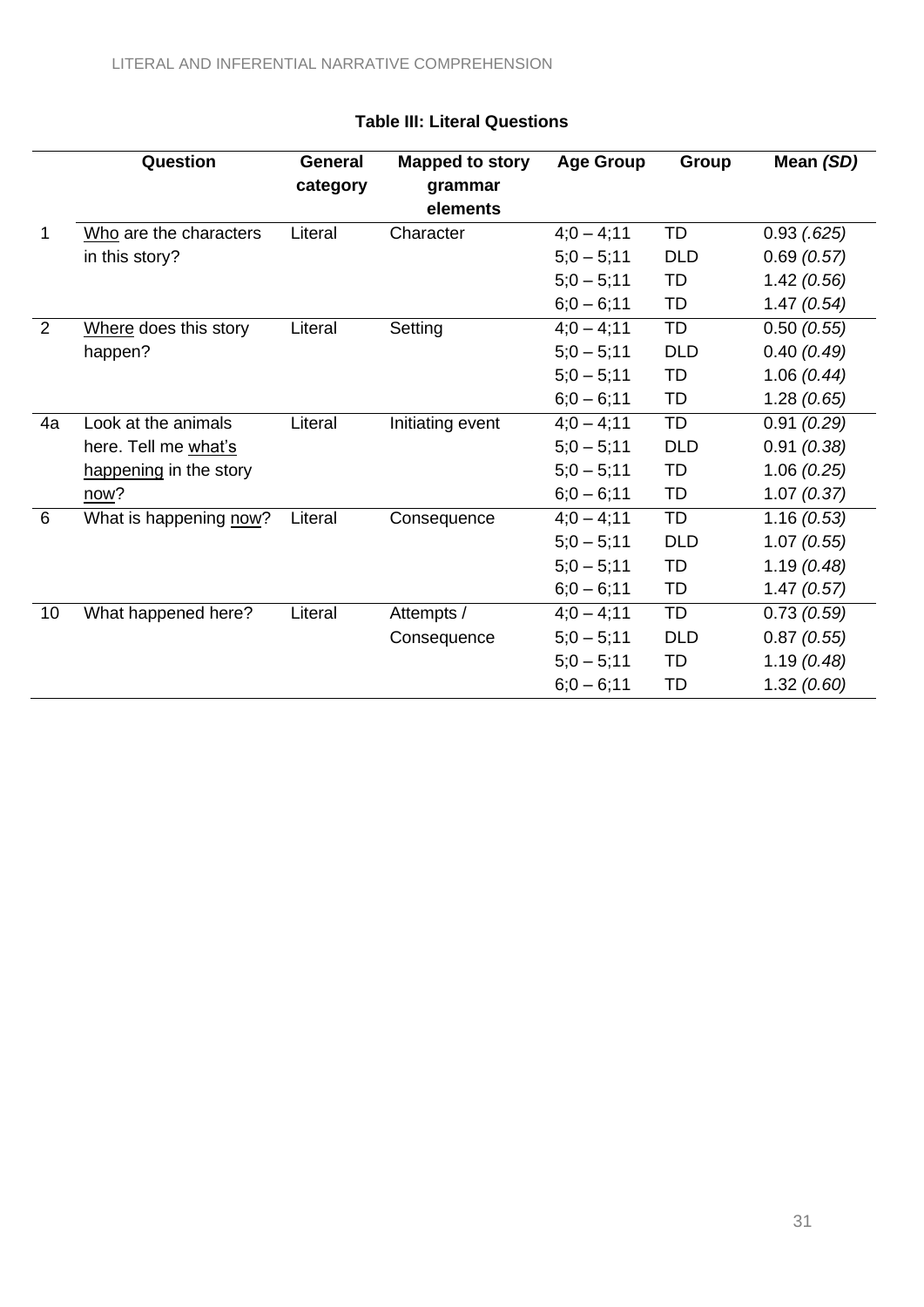**Table III: Literal Questions**

| | Question | General category | Mapped to story grammar elements | Age Group | Group | Mean *(SD)* |
|---|---|---|---|---|---|---|
| 1 | Who are the characters in this story? | Literal | Character | 4;0 – 4;11 | TD | 0.93 *(.625)* |
| | | | | 5;0 – 5;11 | DLD | 0.69 *(0.57)* |
| | | | | 5;0 – 5;11 | TD | 1.42 *(0.56)* |
| | | | | 6;0 – 6;11 | TD | 1.47 *(0.54)* |
| 2 | Where does this story happen? | Literal | Setting | 4;0 – 4;11 | TD | 0.50 *(0.55)* |
| | | | | 5;0 – 5;11 | DLD | 0.40 *(0.49)* |
| | | | | 5;0 – 5;11 | TD | 1.06 *(0.44)* |
| | | | | 6;0 – 6;11 | TD | 1.28 *(0.65)* |
| 4a | Look at the animals here. Tell me what's happening in the story now? | Literal | Initiating event | 4;0 – 4;11 | TD | 0.91 *(0.29)* |
| | | | | 5;0 – 5;11 | DLD | 0.91 *(0.38)* |
| | | | | 5;0 – 5;11 | TD | 1.06 *(0.25)* |
| | | | | 6;0 – 6;11 | TD | 1.07 *(0.37)* |
| 6 | What is happening now? | Literal | Consequence | 4;0 – 4;11 | TD | 1.16 *(0.53)* |
| | | | | 5;0 – 5;11 | DLD | 1.07 *(0.55)* |
| | | | | 5;0 – 5;11 | TD | 1.19 *(0.48)* |
| | | | | 6;0 – 6;11 | TD | 1.47 *(0.57)* |
| 10 | What happened here? | Literal | Attempts / Consequence | 4;0 – 4;11 | TD | 0.73 *(0.59)* |
| | | | | 5;0 – 5;11 | DLD | 0.87 *(0.55)* |
| | | | | 5;0 – 5;11 | TD | 1.19 *(0.48)* |
| | | | | 6;0 – 6;11 | TD | 1.32 *(0.60)* |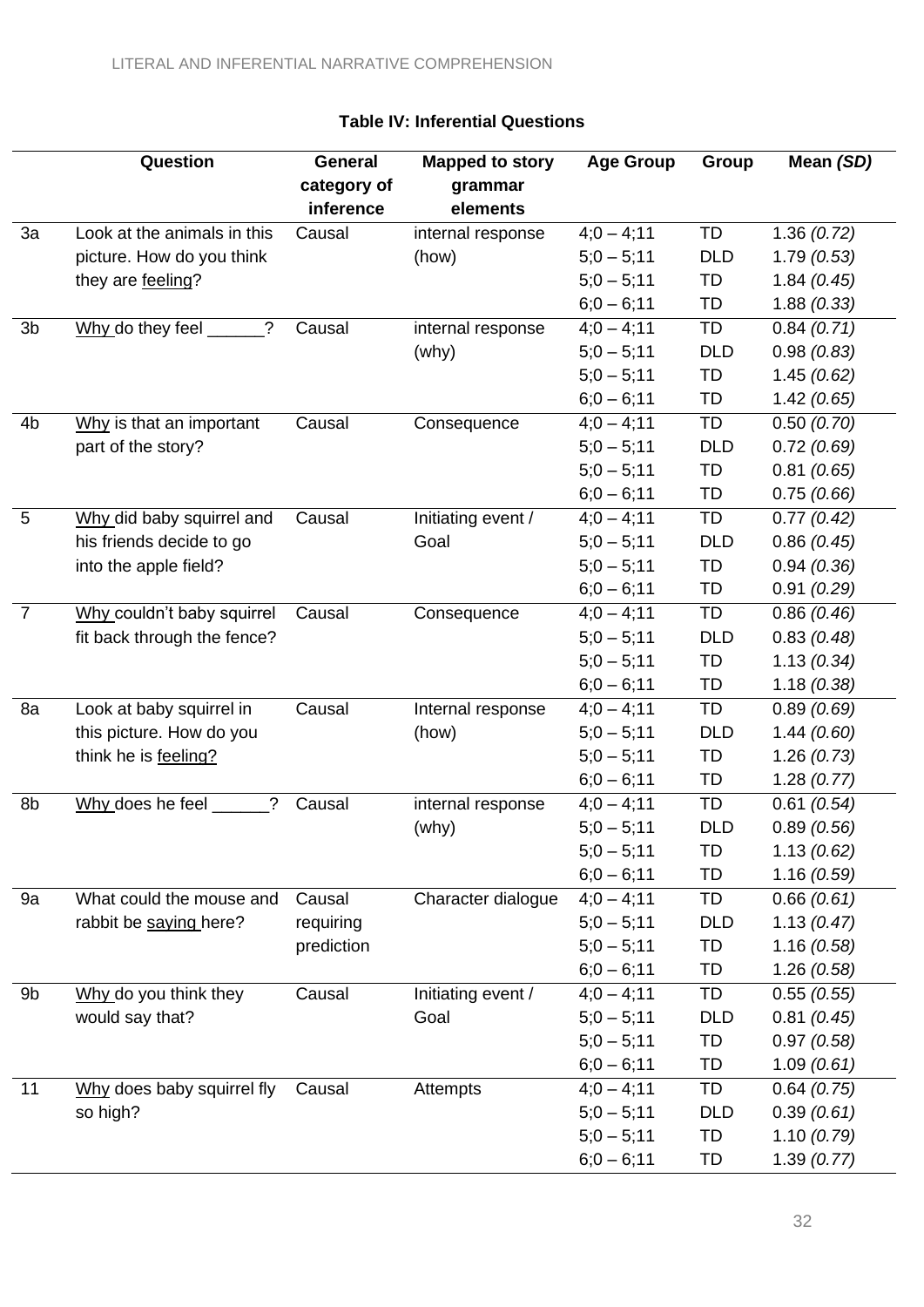**Table IV: Inflerential Questions**

| | Question | General category of inference | Mapped to story grammar elements | Age Group | Group | Mean *(SD)* |
|---|---|---|---|---|---|---|
| 3a | Look at the animals in this picture. How do you think they are feeling? | Causal | internal response (how) | 4;0 – 4;11 | TD | 1.36 *(0.72)* |
| | | | | 5;0 – 5;11 | DLD | 1.79 *(0.53)* |
| | | | | 5;0 – 5;11 | TD | 1.84 *(0.45)* |
| | | | | 6;0 – 6;11 | TD | 1.88 *(0.33)* |
| 3b | Why do they feel ______? | Causal | internal response (why) | 4;0 – 4;11 | TD | 0.84 *(0.71)* |
| | | | | 5;0 – 5;11 | DLD | 0.98 *(0.83)* |
| | | | | 5;0 – 5;11 | TD | 1.45 *(0.62)* |
| | | | | 6;0 – 6;11 | TD | 1.42 *(0.65)* |
| 4b | Why is that an important part of the story? | Causal | Consequence | 4;0 – 4;11 | TD | 0.50 *(0.70)* |
| | | | | 5;0 – 5;11 | DLD | 0.72 *(0.69)* |
| | | | | 5;0 – 5;11 | TD | 0.81 *(0.65)* |
| | | | | 6;0 – 6;11 | TD | 0.75 *(0.66)* |
| 5 | Why did baby squirrel and his friends decide to go into the apple field? | Causal | Initiating event / Goal | 4;0 – 4;11 | TD | 0.77 *(0.42)* |
| | | | | 5;0 – 5;11 | DLD | 0.86 *(0.45)* |
| | | | | 5;0 – 5;11 | TD | 0.94 *(0.36)* |
| | | | | 6;0 – 6;11 | TD | 0.91 *(0.29)* |
| 7 | Why couldn't baby squirrel fit back through the fence? | Causal | Consequence | 4;0 – 4;11 | TD | 0.86 *(0.46)* |
| | | | | 5;0 – 5;11 | DLD | 0.83 *(0.48)* |
| | | | | 5;0 – 5;11 | TD | 1.13 *(0.34)* |
| | | | | 6;0 – 6;11 | TD | 1.18 *(0.38)* |
| 8a | Look at baby squirrel in this picture. How do you think he is feeling? | Causal | Internal response (how) | 4;0 – 4;11 | TD | 0.89 *(0.69)* |
| | | | | 5;0 – 5;11 | DLD | 1.44 *(0.60)* |
| | | | | 5;0 – 5;11 | TD | 1.26 *(0.73)* |
| | | | | 6;0 – 6;11 | TD | 1.28 *(0.77)* |
| 8b | Why does he feel ______? | Causal | internal response (why) | 4;0 – 4;11 | TD | 0.61 *(0.54)* |
| | | | | 5;0 – 5;11 | DLD | 0.89 *(0.56)* |
| | | | | 5;0 – 5;11 | TD | 1.13 *(0.62)* |
| | | | | 6;0 – 6;11 | TD | 1.16 *(0.59)* |
| 9a | What could the mouse and rabbit be saying here? | Causal requiring prediction | Character dialogue | 4;0 – 4;11 | TD | 0.66 *(0.61)* |
| | | | | 5;0 – 5;11 | DLD | 1.13 *(0.47)* |
| | | | | 5;0 – 5;11 | TD | 1.16 *(0.58)* |
| | | | | 6;0 – 6;11 | TD | 1.26 *(0.58)* |
| 9b | Why do you think they would say that? | Causal | Initiating event / Goal | 4;0 – 4;11 | TD | 0.55 *(0.55)* |
| | | | | 5;0 – 5;11 | DLD | 0.81 *(0.45)* |
| | | | | 5;0 – 5;11 | TD | 0.97 *(0.58)* |
| | | | | 6;0 – 6;11 | TD | 1.09 *(0.61)* |
| 11 | Why does baby squirrel fly so high? | Causal | Attempts | 4;0 – 4;11 | TD | 0.64 *(0.75)* |
| | | | | 5;0 – 5;11 | DLD | 0.39 *(0.61)* |
| | | | | 5;0 – 5;11 | TD | 1.10 *(0.79)* |
| | | | | 6;0 – 6;11 | TD | 1.39 *(0.77)* |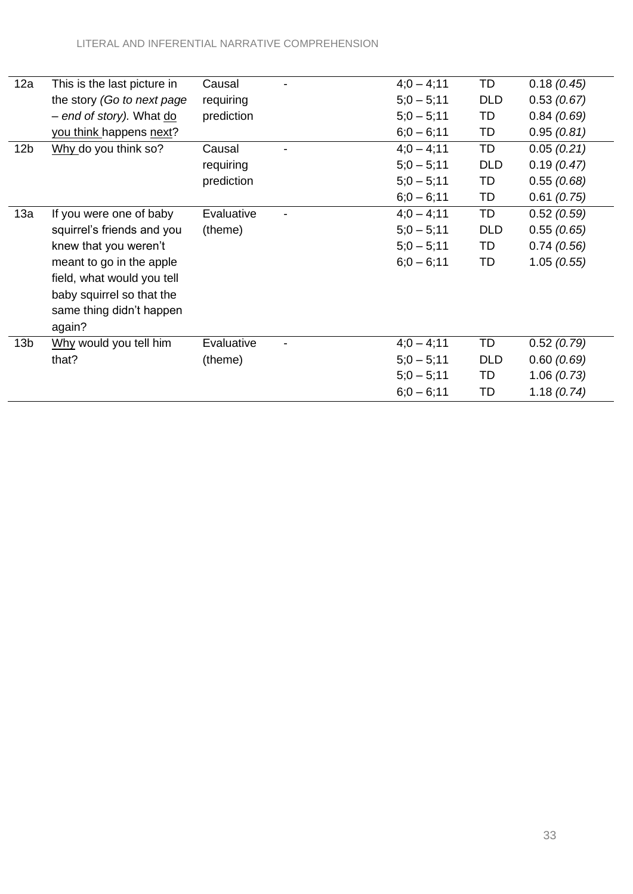| | | | | | | |
|---|---|---|---|---|---|---|
| 12a | This is the last picture in the story *(Go to next page – end of story).* What <u>do you think</u> happens <u>next</u>? | Causal requiring prediction | - | 4;0 – 4;11<br>5;0 – 5;11<br>5;0 – 5;11<br>6;0 – 6;11 | TD<br>DLD<br>TD<br>TD | 0.18 *(0.45)*<br>0.53 *(0.67)*<br>0.84 *(0.69)*<br>0.95 *(0.81)* |
| 12b | <u>Why</u> do you think so? | Causal requiring prediction | - | 4;0 – 4;11<br>5;0 – 5;11<br>5;0 – 5;11<br>6;0 – 6;11 | TD<br>DLD<br>TD<br>TD | 0.05 *(0.21)*<br>0.19 *(0.47)*<br>0.55 *(0.68)*<br>0.61 *(0.75)* |
| 13a | If you were one of baby squirrel's friends and you knew that you weren't meant to go in the apple field, what would you tell baby squirrel so that the same thing didn't happen again? | Evaluative (theme) | - | 4;0 – 4;11<br>5;0 – 5;11<br>5;0 – 5;11<br>6;0 – 6;11 | TD<br>DLD<br>TD<br>TD | 0.52 *(0.59)*<br>0.55 *(0.65)*<br>0.74 *(0.56)*<br>1.05 *(0.55)* |
| 13b | <u>Why</u> would you tell him that? | Evaluative (theme) | - | 4;0 – 4;11<br>5;0 – 5;11<br>5;0 – 5;11<br>6;0 – 6;11 | TD<br>DLD<br>TD<br>TD | 0.52 *(0.79)*<br>0.60 *(0.69)*<br>1.06 *(0.73)*<br>1.18 *(0.74)* |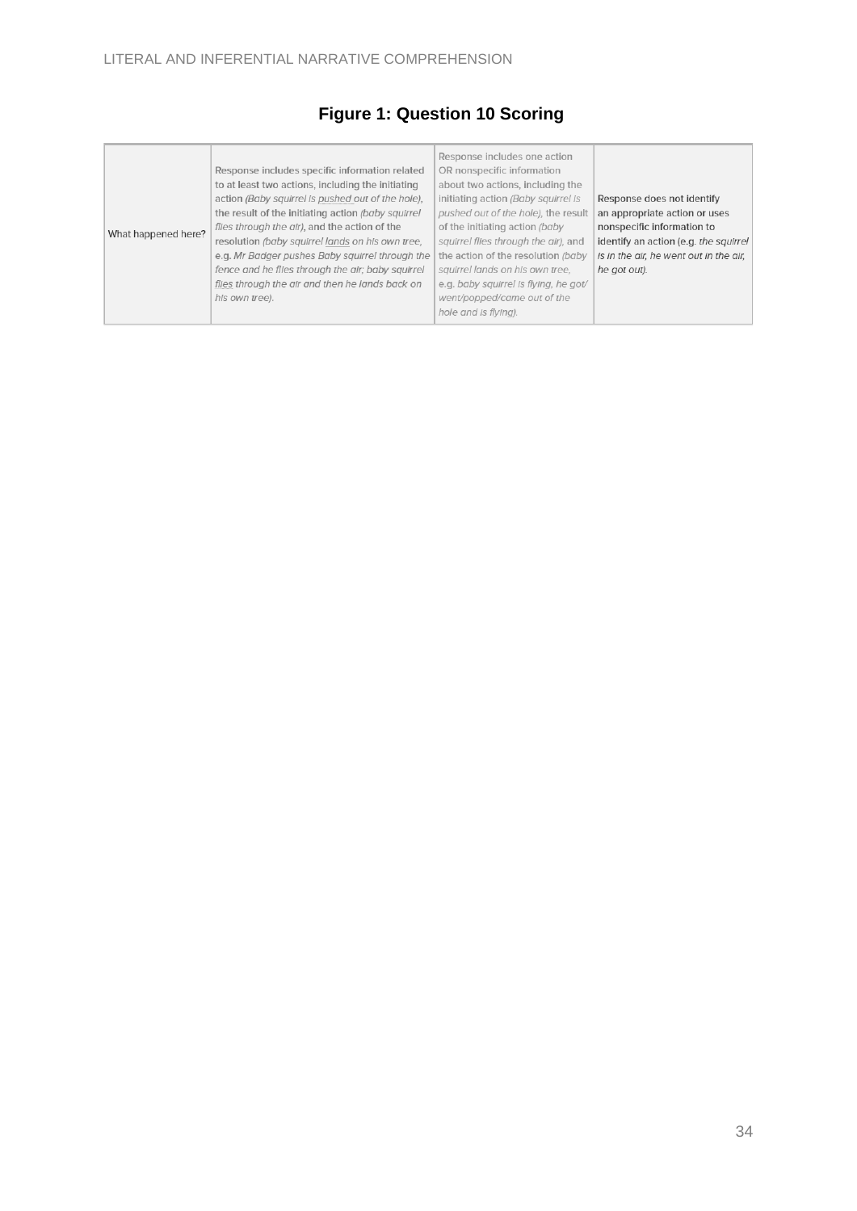## Figure 1: Question 10 Scoring

| | | | |
|---|---|---|---|
| What happened here? | Response includes specific information related to at least two actions, including the initiating action *(Baby squirrel is pushed out of the hole)*, the result of the initiating action *(baby squirrel flies through the air)*, and the action of the resolution *(baby squirrel lands on his own tree*, e.g. *Mr Badger pushes Baby squirrel through the fence and he flies through the air; baby squirrel flies through the air and then he lands back on his own tree)*. | Response includes one action OR nonspecific information about two actions, including the initiating action *(Baby squirrel is pushed out of the hole)*, the result of the initiating action *(baby squirrel flies through the air)*, and the action of the resolution *(baby squirrel lands on his own tree*, e.g. *baby squirrel is flying, he got/went/popped/came out of the hole and is flying)*. | Response does not identify an appropriate action or uses nonspecific information to identify an action (e.g. *the squirrel is in the air, he went out in the air, he got out)*. |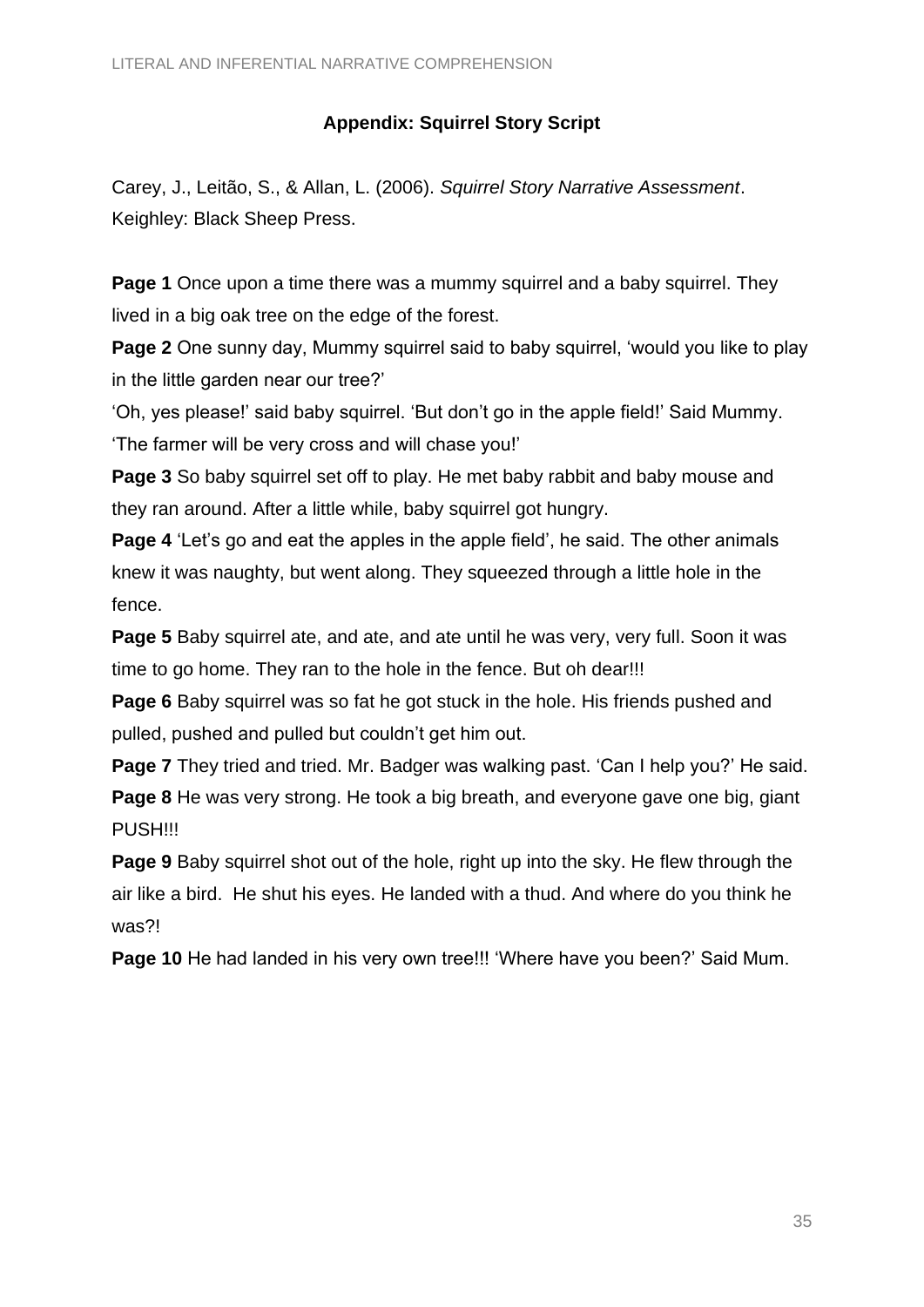## Appendix: Squirrel Story Script

Carey, J., Leitão, S., & Allan, L. (2006). *Squirrel Story Narrative Assessment*. Keighley: Black Sheep Press.

**Page 1** Once upon a time there was a mummy squirrel and a baby squirrel. They lived in a big oak tree on the edge of the forest.

**Page 2** One sunny day, Mummy squirrel said to baby squirrel, 'would you like to play in the little garden near our tree?'

'Oh, yes please!' said baby squirrel. 'But don't go in the apple field!' Said Mummy. 'The farmer will be very cross and will chase you!'

**Page 3** So baby squirrel set off to play. He met baby rabbit and baby mouse and they ran around. After a little while, baby squirrel got hungry.

**Page 4** 'Let's go and eat the apples in the apple field', he said. The other animals knew it was naughty, but went along. They squeezed through a little hole in the fence.

**Page 5** Baby squirrel ate, and ate, and ate until he was very, very full. Soon it was time to go home. They ran to the hole in the fence. But oh dear!!!

**Page 6** Baby squirrel was so fat he got stuck in the hole. His friends pushed and pulled, pushed and pulled but couldn't get him out.

**Page 7** They tried and tried. Mr. Badger was walking past. 'Can I help you?' He said.

**Page 8** He was very strong. He took a big breath, and everyone gave one big, giant PUSH!!!

**Page 9** Baby squirrel shot out of the hole, right up into the sky. He flew through the air like a bird. He shut his eyes. He landed with a thud. And where do you think he was?!

**Page 10** He had landed in his very own tree!!! 'Where have you been?' Said Mum.